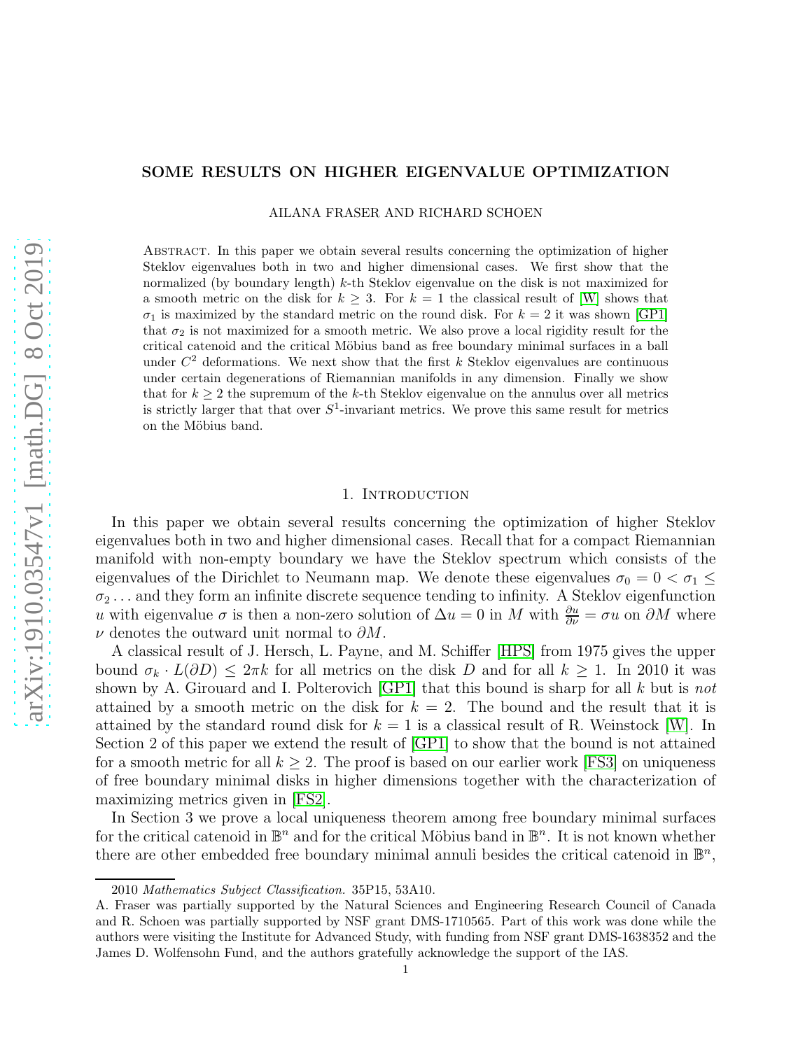# SOME RESULTS ON HIGHER EIGENVALUE OPTIMIZATION

AILANA FRASER AND RICHARD SCHOEN

Abstract. In this paper we obtain several results concerning the optimization of higher Steklov eigenvalues both in two and higher dimensional cases. We first show that the normalized (by boundary length) $k$-th Steklov eigenvalue on the disk is not maximized for a smooth metric on the disk for $k \geq 3$. For $k = 1$ the classical result of [W] shows that $\sigma_1$ is maximized by the standard metric on the round disk. For $k = 2$ it was shown [GP1] that $\sigma_2$ is not maximized for a smooth metric. We also prove a local rigidity result for the critical catenoid and the critical Möbius band as free boundary minimal surfaces in a ball under $C^2$ deformations. We next show that the first $k$ Steklov eigenvalues are continuous under certain degenerations of Riemannian manifolds in any dimension. Finally we show that for $k \geq 2$ the supremum of the $k$-th Steklov eigenvalue on the annulus over all metrics is strictly larger that that over $S^1$-invariant metrics. We prove this same result for metrics on the Möbius band.

## 1. Introduction

In this paper we obtain several results concerning the optimization of higher Steklov eigenvalues both in two and higher dimensional cases. Recall that for a compact Riemannian manifold with non-empty boundary we have the Steklov spectrum which consists of the eigenvalues of the Dirichlet to Neumann map. We denote these eigenvalues $\sigma_0 = 0 < \sigma_1 \leq \sigma_2 \ldots$ and they form an infinite discrete sequence tending to infinity. A Steklov eigenfunction $u$ with eigenvalue $\sigma$ is then a non-zero solution of $\Delta u = 0$ in $M$ with $\frac{\partial u}{\partial \nu} = \sigma u$ on $\partial M$ where $\nu$ denotes the outward unit normal to $\partial M$.

A classical result of J. Hersch, L. Payne, and M. Schiffer [HPS] from 1975 gives the upper bound $\sigma_k \cdot L(\partial D) \leq 2\pi k$ for all metrics on the disk $D$ and for all $k \geq 1$. In 2010 it was shown by A. Girouard and I. Polterovich [GP1] that this bound is sharp for all $k$ but is *not* attained by a smooth metric on the disk for $k = 2$. The bound and the result that it is attained by the standard round disk for $k = 1$ is a classical result of R. Weinstock [W]. In Section 2 of this paper we extend the result of [GP1] to show that the bound is not attained for a smooth metric for all $k \geq 2$. The proof is based on our earlier work [FS3] on uniqueness of free boundary minimal disks in higher dimensions together with the characterization of maximizing metrics given in [FS2].

In Section 3 we prove a local uniqueness theorem among free boundary minimal surfaces for the critical catenoid in $\mathbb{B}^n$ and for the critical Möbius band in $\mathbb{B}^n$. It is not known whether there are other embedded free boundary minimal annuli besides the critical catenoid in $\mathbb{B}^n$,

2010 *Mathematics Subject Classification.* 35P15, 53A10.

A. Fraser was partially supported by the Natural Sciences and Engineering Research Council of Canada and R. Schoen was partially supported by NSF grant DMS-1710565. Part of this work was done while the authors were visiting the Institute for Advanced Study, with funding from NSF grant DMS-1638352 and the James D. Wolfensohn Fund, and the authors gratefully acknowledge the support of the IAS.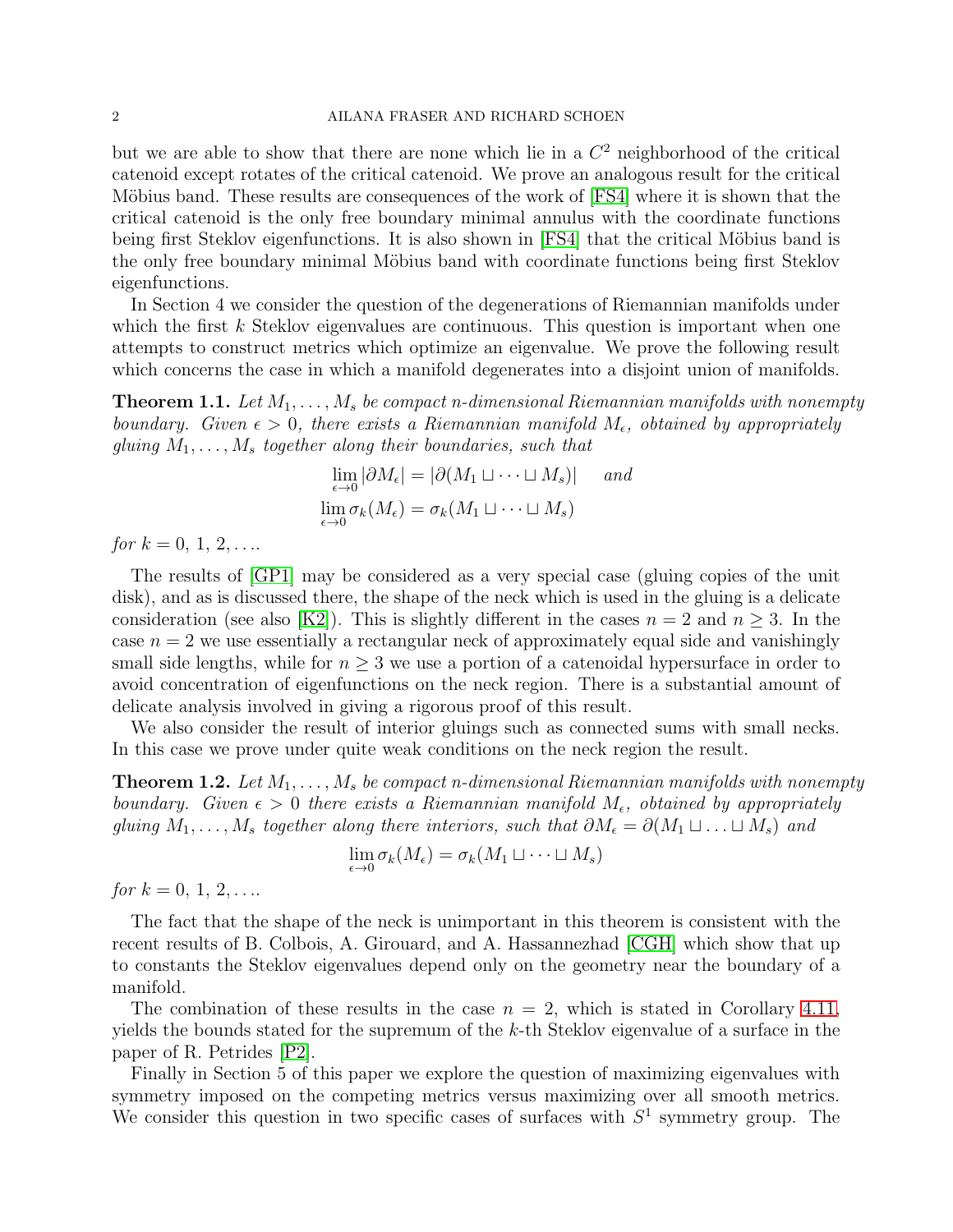but we are able to show that there are none which lie in a $C^2$ neighborhood of the critical catenoid except rotates of the critical catenoid. We prove an analogous result for the critical Möbius band. These results are consequences of the work of [FS4] where it is shown that the critical catenoid is the only free boundary minimal annulus with the coordinate functions being first Steklov eigenfunctions. It is also shown in [FS4] that the critical Möbius band is the only free boundary minimal Möbius band with coordinate functions being first Steklov eigenfunctions.

In Section 4 we consider the question of the degenerations of Riemannian manifolds under which the first $k$ Steklov eigenvalues are continuous. This question is important when one attempts to construct metrics which optimize an eigenvalue. We prove the following result which concerns the case in which a manifold degenerates into a disjoint union of manifolds.

**Theorem 1.1.** *Let $M_1, \dots, M_s$ be compact $n$-dimensional Riemannian manifolds with nonempty boundary. Given $\epsilon > 0$, there exists a Riemannian manifold $M_\epsilon$, obtained by appropriately gluing $M_1, \dots, M_s$ together along their boundaries, such that*

$$\lim_{\epsilon \to 0} |\partial M_\epsilon| = |\partial(M_1 \sqcup \cdots \sqcup M_s)| \quad \text{and}$$
$$\lim_{\epsilon \to 0} \sigma_k(M_\epsilon) = \sigma_k(M_1 \sqcup \cdots \sqcup M_s)$$

*for $k = 0, 1, 2, \dots$.*

The results of [GP1] may be considered as a very special case (gluing copies of the unit disk), and as is discussed there, the shape of the neck which is used in the gluing is a delicate consideration (see also [K2]). This is slightly different in the cases $n = 2$ and $n \geq 3$. In the case $n = 2$ we use essentially a rectangular neck of approximately equal side and vanishingly small side lengths, while for $n \geq 3$ we use a portion of a catenoidal hypersurface in order to avoid concentration of eigenfunctions on the neck region. There is a substantial amount of delicate analysis involved in giving a rigorous proof of this result.

We also consider the result of interior gluings such as connected sums with small necks. In this case we prove under quite weak conditions on the neck region the result.

**Theorem 1.2.** *Let $M_1, \dots, M_s$ be compact $n$-dimensional Riemannian manifolds with nonempty boundary. Given $\epsilon > 0$ there exists a Riemannian manifold $M_\epsilon$, obtained by appropriately gluing $M_1, \dots, M_s$ together along there interiors, such that $\partial M_\epsilon = \partial(M_1 \sqcup \ldots \sqcup M_s)$ and*

$$\lim_{\epsilon \to 0} \sigma_k(M_\epsilon) = \sigma_k(M_1 \sqcup \cdots \sqcup M_s)$$

*for $k = 0, 1, 2, \dots$.*

The fact that the shape of the neck is unimportant in this theorem is consistent with the recent results of B. Colbois, A. Girouard, and A. Hassannezhad [CGH] which show that up to constants the Steklov eigenvalues depend only on the geometry near the boundary of a manifold.

The combination of these results in the case $n = 2$, which is stated in Corollary 4.11, yields the bounds stated for the supremum of the $k$-th Steklov eigenvalue of a surface in the paper of R. Petrides [P2].

Finally in Section 5 of this paper we explore the question of maximizing eigenvalues with symmetry imposed on the competing metrics versus maximizing over all smooth metrics. We consider this question in two specific cases of surfaces with $S^1$ symmetry group. The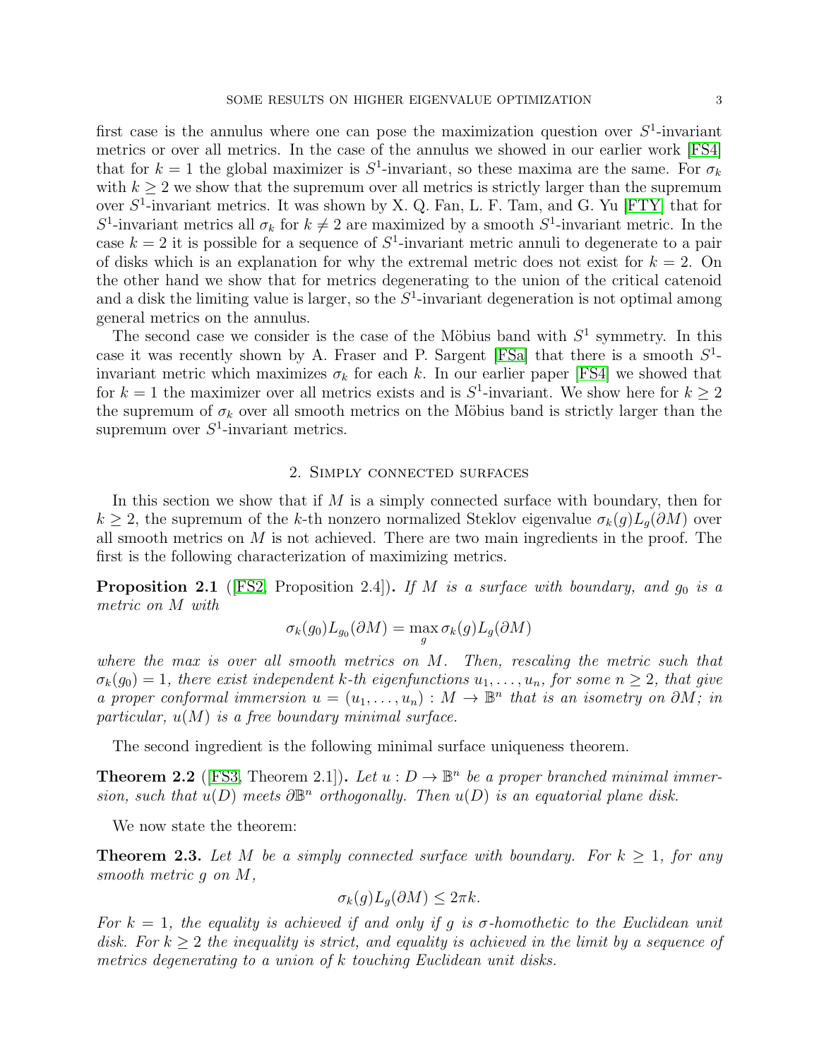first case is the annulus where one can pose the maximization question over $S^1$-invariant metrics or over all metrics. In the case of the annulus we showed in our earlier work [FS4] that for $k = 1$ the global maximizer is $S^1$-invariant, so these maxima are the same. For $\sigma_k$ with $k \geq 2$ we show that the supremum over all metrics is strictly larger than the supremum over $S^1$-invariant metrics. It was shown by X. Q. Fan, L. F. Tam, and G. Yu [FTY] that for $S^1$-invariant metrics all $\sigma_k$ for $k \neq 2$ are maximized by a smooth $S^1$-invariant metric. In the case $k = 2$ it is possible for a sequence of $S^1$-invariant metric annuli to degenerate to a pair of disks which is an explanation for why the extremal metric does not exist for $k = 2$. On the other hand we show that for metrics degenerating to the union of the critical catenoid and a disk the limiting value is larger, so the $S^1$-invariant degeneration is not optimal among general metrics on the annulus.

The second case we consider is the case of the Möbius band with $S^1$ symmetry. In this case it was recently shown by A. Fraser and P. Sargent [FSa] that there is a smooth $S^1$-invariant metric which maximizes $\sigma_k$ for each $k$. In our earlier paper [FS4] we showed that for $k = 1$ the maximizer over all metrics exists and is $S^1$-invariant. We show here for $k \geq 2$ the supremum of $\sigma_k$ over all smooth metrics on the Möbius band is strictly larger than the supremum over $S^1$-invariant metrics.

## 2. Simply connected surfaces

In this section we show that if $M$ is a simply connected surface with boundary, then for $k \geq 2$, the supremum of the $k$-th nonzero normalized Steklov eigenvalue $\sigma_k(g)L_g(\partial M)$ over all smooth metrics on $M$ is not achieved. There are two main ingredients in the proof. The first is the following characterization of maximizing metrics.

**Proposition 2.1** ([FS2, Proposition 2.4])**.** *If $M$ is a surface with boundary, and $g_0$ is a metric on $M$ with*

$$\sigma_k(g_0)L_{g_0}(\partial M) = \max_g \sigma_k(g)L_g(\partial M)$$

*where the max is over all smooth metrics on $M$. Then, rescaling the metric such that $\sigma_k(g_0) = 1$, there exist independent $k$-th eigenfunctions $u_1, \ldots, u_n$, for some $n \geq 2$, that give a proper conformal immersion $u = (u_1, \ldots, u_n) : M \to \mathbb{B}^n$ that is an isometry on $\partial M$; in particular, $u(M)$ is a free boundary minimal surface.*

The second ingredient is the following minimal surface uniqueness theorem.

**Theorem 2.2** ([FS3, Theorem 2.1])**.** *Let $u : D \to \mathbb{B}^n$ be a proper branched minimal immersion, such that $u(D)$ meets $\partial \mathbb{B}^n$ orthogonally. Then $u(D)$ is an equatorial plane disk.*

We now state the theorem:

**Theorem 2.3.** *Let $M$ be a simply connected surface with boundary. For $k \geq 1$, for any smooth metric $g$ on $M$,*

$$\sigma_k(g)L_g(\partial M) \leq 2\pi k.$$

*For $k = 1$, the equality is achieved if and only if $g$ is $\sigma$-homothetic to the Euclidean unit disk. For $k \geq 2$ the inequality is strict, and equality is achieved in the limit by a sequence of metrics degenerating to a union of $k$ touching Euclidean unit disks.*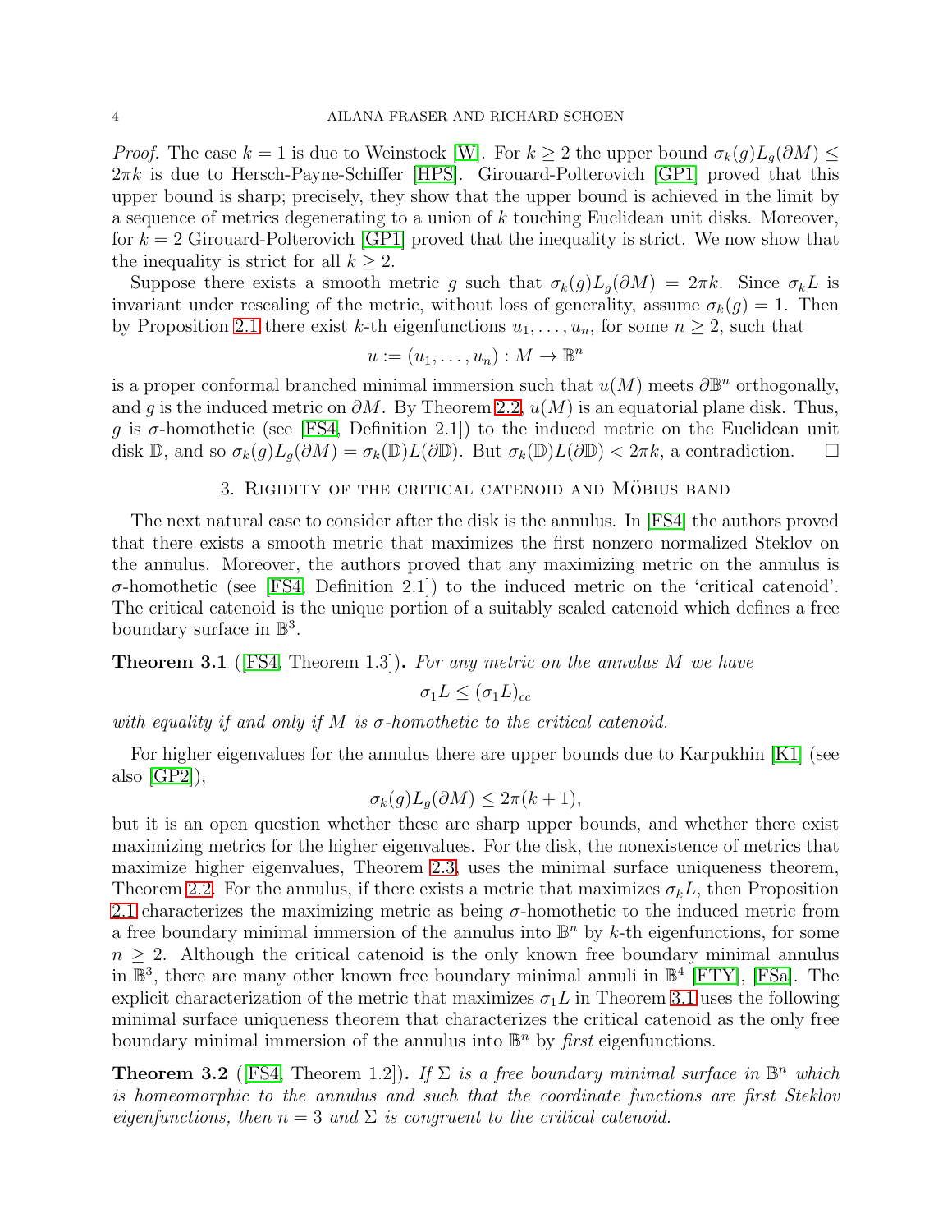*Proof.* The case $k = 1$ is due to Weinstock [W]. For $k \geq 2$ the upper bound $\sigma_k(g)L_g(\partial M) \leq 2\pi k$ is due to Hersch-Payne-Schiffer [HPS]. Girouard-Polterovich [GP1] proved that this upper bound is sharp; precisely, they show that the upper bound is achieved in the limit by a sequence of metrics degenerating to a union of $k$ touching Euclidean unit disks. Moreover, for $k = 2$ Girouard-Polterovich [GP1] proved that the inequality is strict. We now show that the inequality is strict for all $k \geq 2$.

Suppose there exists a smooth metric $g$ such that $\sigma_k(g)L_g(\partial M) = 2\pi k$. Since $\sigma_k L$ is invariant under rescaling of the metric, without loss of generality, assume $\sigma_k(g) = 1$. Then by Proposition 2.1 there exist $k$-th eigenfunctions $u_1, \ldots, u_n$, for some $n \geq 2$, such that

$$u := (u_1, \ldots, u_n) : M \to \mathbb{B}^n$$

is a proper conformal branched minimal immersion such that $u(M)$ meets $\partial\mathbb{B}^n$ orthogonally, and $g$ is the induced metric on $\partial M$. By Theorem 2.2, $u(M)$ is an equatorial plane disk. Thus, $g$ is $\sigma$-homothetic (see [FS4, Definition 2.1]) to the induced metric on the Euclidean unit disk $\mathbb{D}$, and so $\sigma_k(g)L_g(\partial M) = \sigma_k(\mathbb{D})L(\partial\mathbb{D})$. But $\sigma_k(\mathbb{D})L(\partial\mathbb{D}) < 2\pi k$, a contradiction. $\square$

## 3. Rigidity of the critical catenoid and Möbius band

The next natural case to consider after the disk is the annulus. In [FS4] the authors proved that there exists a smooth metric that maximizes the first nonzero normalized Steklov on the annulus. Moreover, the authors proved that any maximizing metric on the annulus is $\sigma$-homothetic (see [FS4, Definition 2.1]) to the induced metric on the 'critical catenoid'. The critical catenoid is the unique portion of a suitably scaled catenoid which defines a free boundary surface in $\mathbb{B}^3$.

**Theorem 3.1** ([FS4, Theorem 1.3])**.** *For any metric on the annulus $M$ we have*

$$\sigma_1 L \leq (\sigma_1 L)_{cc}$$

*with equality if and only if $M$ is $\sigma$-homothetic to the critical catenoid.*

For higher eigenvalues for the annulus there are upper bounds due to Karpukhin [K1] (see also [GP2]),

$$\sigma_k(g)L_g(\partial M) \leq 2\pi(k+1),$$

but it is an open question whether these are sharp upper bounds, and whether there exist maximizing metrics for the higher eigenvalues. For the disk, the nonexistence of metrics that maximize higher eigenvalues, Theorem 2.3, uses the minimal surface uniqueness theorem, Theorem 2.2. For the annulus, if there exists a metric that maximizes $\sigma_k L$, then Proposition 2.1 characterizes the maximizing metric as being $\sigma$-homothetic to the induced metric from a free boundary minimal immersion of the annulus into $\mathbb{B}^n$ by $k$-th eigenfunctions, for some $n \geq 2$. Although the critical catenoid is the only known free boundary minimal annulus in $\mathbb{B}^3$, there are many other known free boundary minimal annuli in $\mathbb{B}^4$ [FTY], [FSa]. The explicit characterization of the metric that maximizes $\sigma_1 L$ in Theorem 3.1 uses the following minimal surface uniqueness theorem that characterizes the critical catenoid as the only free boundary minimal immersion of the annulus into $\mathbb{B}^n$ by *first* eigenfunctions.

**Theorem 3.2** ([FS4, Theorem 1.2])**.** *If $\Sigma$ is a free boundary minimal surface in $\mathbb{B}^n$ which is homeomorphic to the annulus and such that the coordinate functions are first Steklov eigenfunctions, then $n = 3$ and $\Sigma$ is congruent to the critical catenoid.*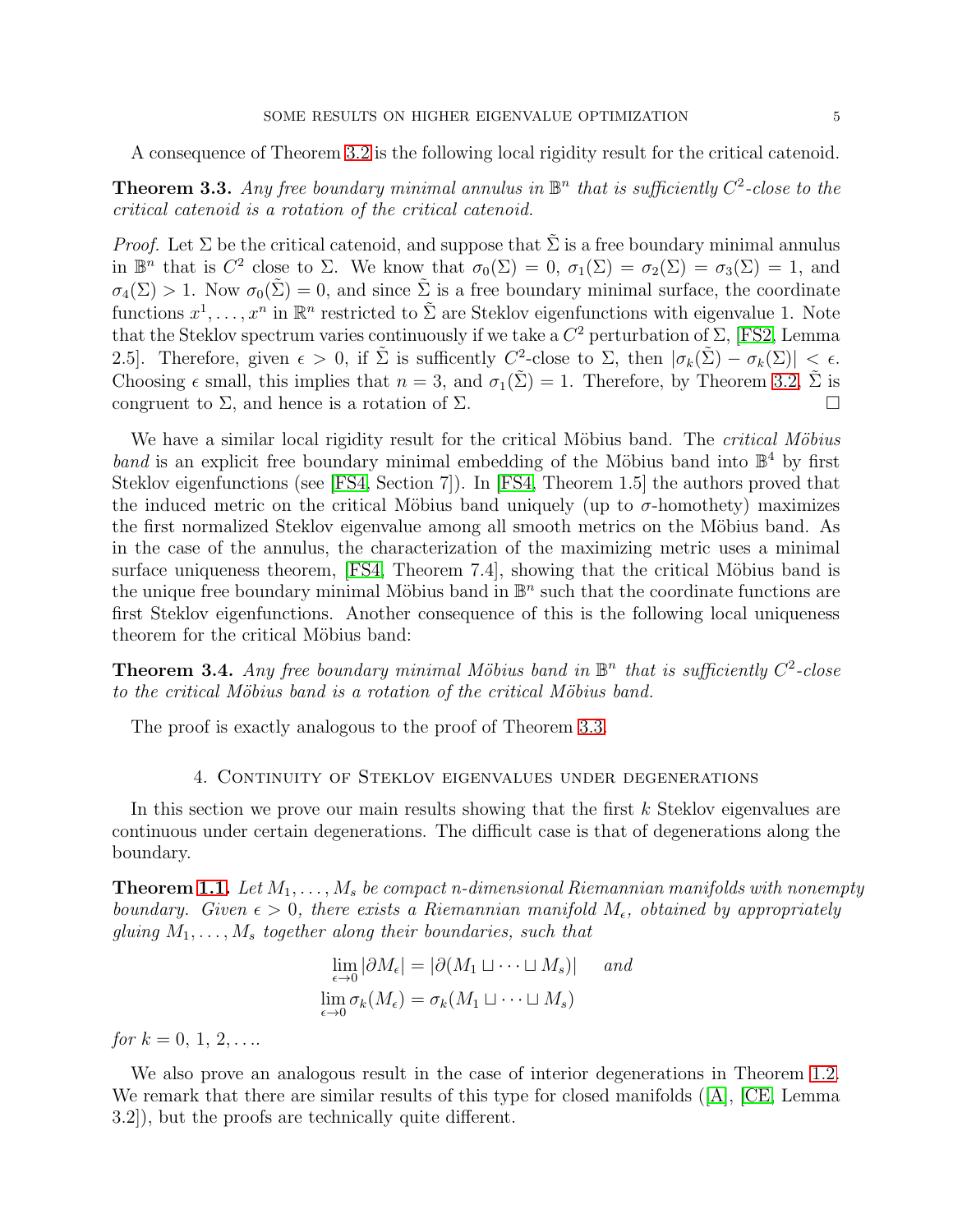A consequence of Theorem 3.2 is the following local rigidity result for the critical catenoid.

**Theorem 3.3.** *Any free boundary minimal annulus in $\mathbb{B}^n$ that is sufficiently $C^2$-close to the critical catenoid is a rotation of the critical catenoid.*

*Proof.* Let $\Sigma$ be the critical catenoid, and suppose that $\tilde{\Sigma}$ is a free boundary minimal annulus in $\mathbb{B}^n$ that is $C^2$ close to $\Sigma$. We know that $\sigma_0(\Sigma) = 0$, $\sigma_1(\Sigma) = \sigma_2(\Sigma) = \sigma_3(\Sigma) = 1$, and $\sigma_4(\Sigma) > 1$. Now $\sigma_0(\tilde{\Sigma}) = 0$, and since $\tilde{\Sigma}$ is a free boundary minimal surface, the coordinate functions $x^1, \ldots, x^n$ in $\mathbb{R}^n$ restricted to $\tilde{\Sigma}$ are Steklov eigenfunctions with eigenvalue 1. Note that the Steklov spectrum varies continuously if we take a $C^2$ perturbation of $\Sigma$, [FS2, Lemma 2.5]. Therefore, given $\epsilon > 0$, if $\tilde{\Sigma}$ is suffiently $C^2$-close to $\Sigma$, then $|\sigma_k(\tilde{\Sigma}) - \sigma_k(\Sigma)| < \epsilon$. Choosing $\epsilon$ small, this implies that $n = 3$, and $\sigma_1(\tilde{\Sigma}) = 1$. Therefore, by Theorem 3.2, $\tilde{\Sigma}$ is congruent to $\Sigma$, and hence is a rotation of $\Sigma$. ◻

We have a similar local rigidity result for the critical Möbius band. The *critical Möbius band* is an explicit free boundary minimal embedding of the Möbius band into $\mathbb{B}^4$ by first Steklov eigenfunctions (see [FS4, Section 7]). In [FS4, Theorem 1.5] the authors proved that the induced metric on the critical Möbius band uniquely (up to $\sigma$-homothety) maximizes the first normalized Steklov eigenvalue among all smooth metrics on the Möbius band. As in the case of the annulus, the characterization of the maximizing metric uses a minimal surface uniqueness theorem, [FS4, Theorem 7.4], showing that the critical Möbius band is the unique free boundary minimal Möbius band in $\mathbb{B}^n$ such that the coordinate functions are first Steklov eigenfunctions. Another consequence of this is the following local uniqueness theorem for the critical Möbius band:

**Theorem 3.4.** *Any free boundary minimal Möbius band in $\mathbb{B}^n$ that is sufficiently $C^2$-close to the critical Möbius band is a rotation of the critical Möbius band.*

The proof is exactly analogous to the proof of Theorem 3.3.

## 4. Continuity of Steklov eigenvalues under degenerations

In this section we prove our main results showing that the first $k$ Steklov eigenvalues are continuous under certain degenerations. The difficult case is that of degenerations along the boundary.

**Theorem 1.1.** *Let $M_1, \ldots, M_s$ be compact $n$-dimensional Riemannian manifolds with nonempty boundary. Given $\epsilon > 0$, there exists a Riemannian manifold $M_\epsilon$, obtained by appropriately gluing $M_1, \ldots, M_s$ together along their boundaries, such that*

$$\lim_{\epsilon \to 0} |\partial M_\epsilon| = |\partial (M_1 \sqcup \cdots \sqcup M_s)| \quad \text{and}$$
$$\lim_{\epsilon \to 0} \sigma_k(M_\epsilon) = \sigma_k(M_1 \sqcup \cdots \sqcup M_s)$$

*for $k = 0, 1, 2, \ldots$.*

We also prove an analogous result in the case of interior degenerations in Theorem 1.2. We remark that there are similar results of this type for closed manifolds ([A], [CE, Lemma 3.2]), but the proofs are technically quite different.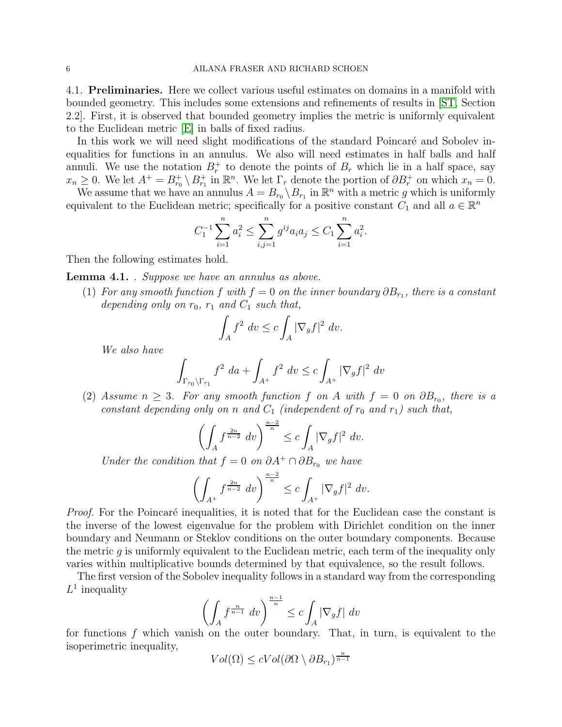### 4.1. Preliminaries.

Here we collect various useful estimates on domains in a manifold with bounded geometry. This includes some extensions and refinements of results in [ST, Section 2.2]. First, it is observed that bounded geometry implies the metric is uniformly equivalent to the Euclidean metric [E] in balls of fixed radius.

In this work we will need slight modifications of the standard Poincaré and Sobolev inequalities for functions in an annulus. We also will need estimates in half balls and half annuli. We use the notation $B_r^+$ to denote the points of $B_r$ which lie in a half space, say $x_n \geq 0$. We let $A^+ = B_{r_0}^+ \setminus B_{r_1}^+$ in $\mathbb{R}^n$. We let $\Gamma_r$ denote the portion of $\partial B_r^+$ on which $x_n = 0$.

We assume that we have an annulus $A = B_{r_0} \setminus B_{r_1}$ in $\mathbb{R}^n$ with a metric $g$ which is uniformly equivalent to the Euclidean metric; specifically for a positive constant $C_1$ and all $a \in \mathbb{R}^n$

$$C_1^{-1} \sum_{i=1}^n a_i^2 \leq \sum_{i,j=1}^n g^{ij} a_i a_j \leq C_1 \sum_{i=1}^n a_i^2.$$

Then the following estimates hold.

**Lemma 4.1.** . *Suppose we have an annulus as above.*

1. *For any smooth function $f$ with $f = 0$ on the inner boundary $\partial B_{r_1}$, there is a constant depending only on $r_0$, $r_1$ and $C_1$ such that,*
$$\int_A f^2 \ dv \leq c \int_A |\nabla_g f|^2 \ dv.$$
*We also have*
$$\int_{\Gamma_{r_0} \setminus \Gamma_{r_1}} f^2 \ da + \int_{A^+} f^2 \ dv \leq c \int_{A^+} |\nabla_g f|^2 \ dv$$
2. *Assume $n \geq 3$. For any smooth function $f$ on $A$ with $f = 0$ on $\partial B_{r_0}$, there is a constant depending only on $n$ and $C_1$ (independent of $r_0$ and $r_1$) such that,*
$$\left( \int_A f^{\frac{2n}{n-2}} \ dv \right)^{\frac{n-2}{n}} \leq c \int_A |\nabla_g f|^2 \ dv.$$
*Under the condition that $f = 0$ on $\partial A^+ \cap \partial B_{r_0}$ we have*
$$\left( \int_{A^+} f^{\frac{2n}{n-2}} \ dv \right)^{\frac{n-2}{n}} \leq c \int_{A^+} |\nabla_g f|^2 \ dv.$$

*Proof.* For the Poincaré inequalities, it is noted that for the Euclidean case the constant is the inverse of the lowest eigenvalue for the problem with Dirichlet condition on the inner boundary and Neumann or Steklov conditions on the outer boundary components. Because the metric $g$ is uniformly equivalent to the Euclidean metric, each term of the inequality only varies within multiplicative bounds determined by that equivalence, so the result follows.

The first version of the Sobolev inequality follows in a standard way from the corresponding $L^1$ inequality

$$\left( \int_A f^{\frac{n}{n-1}} \ dv \right)^{\frac{n-1}{n}} \leq c \int_A |\nabla_g f| \ dv$$

for functions $f$ which vanish on the outer boundary. That, in turn, is equivalent to the isoperimetric inequality,

$$Vol(\Omega) \leq c Vol(\partial \Omega \setminus \partial B_{r_1})^{\frac{n}{n-1}}$$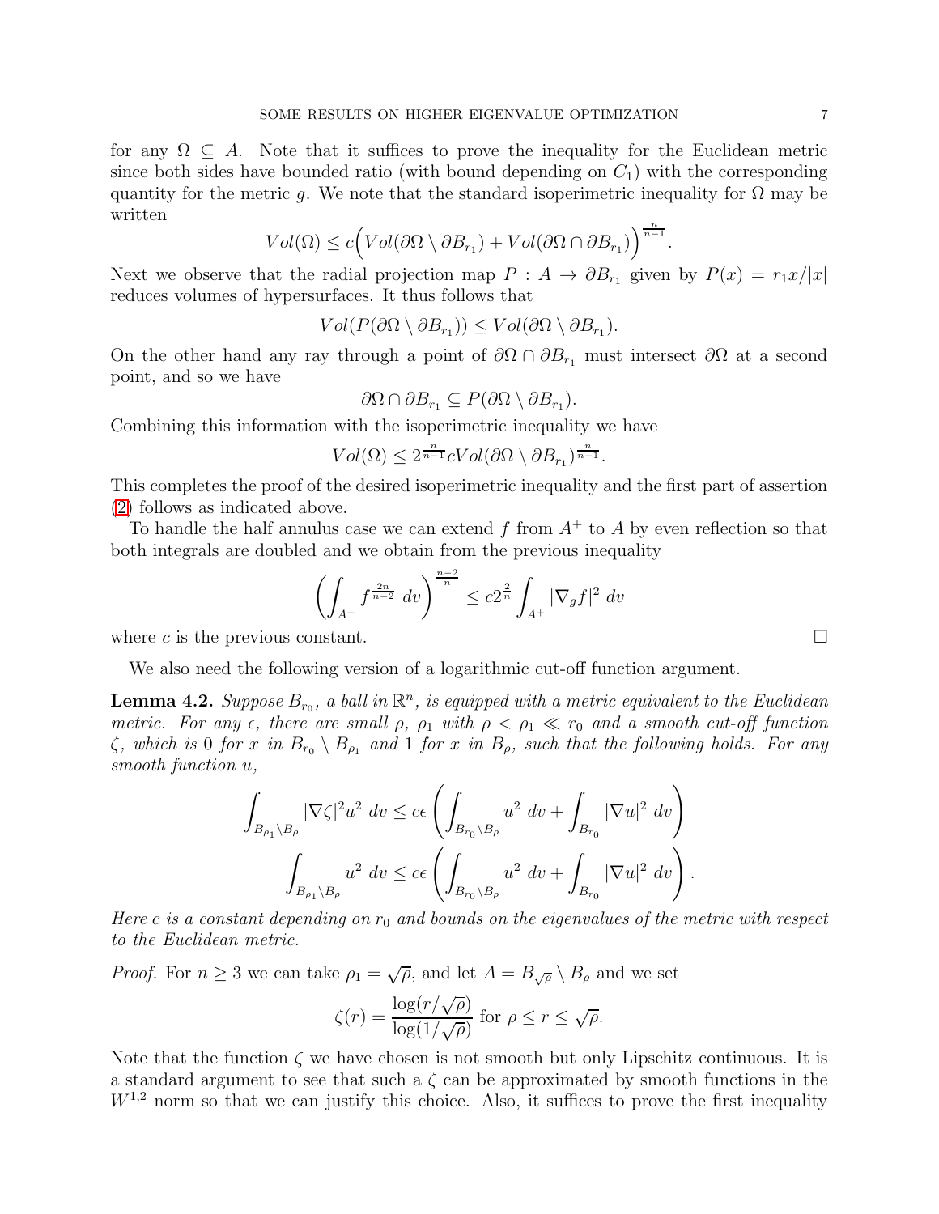for any $\Omega \subseteq A$. Note that it suffices to prove the inequality for the Euclidean metric since both sides have bounded ratio (with bound depending on $C_1$) with the corresponding quantity for the metric $g$. We note that the standard isoperimetric inequality for $\Omega$ may be written

$$Vol(\Omega) \leq c\Big(Vol(\partial\Omega \setminus \partial B_{r_1}) + Vol(\partial\Omega \cap \partial B_{r_1})\Big)^{\frac{n}{n-1}}.$$

Next we observe that the radial projection map $P : A \to \partial B_{r_1}$ given by $P(x) = r_1 x/|x|$ reduces volumes of hypersurfaces. It thus follows that

$$Vol(P(\partial\Omega \setminus \partial B_{r_1})) \leq Vol(\partial\Omega \setminus \partial B_{r_1}).$$

On the other hand any ray through a point of $\partial\Omega \cap \partial B_{r_1}$ must intersect $\partial\Omega$ at a second point, and so we have

$$\partial\Omega \cap \partial B_{r_1} \subseteq P(\partial\Omega \setminus \partial B_{r_1}).$$

Combining this information with the isoperimetric inequality we have

$$Vol(\Omega) \leq 2^{\frac{n}{n-1}} c Vol(\partial\Omega \setminus \partial B_{r_1})^{\frac{n}{n-1}}.$$

This completes the proof of the desired isoperimetric inequality and the first part of assertion (2) follows as indicated above.

To handle the half annulus case we can extend $f$ from $A^+$ to $A$ by even reflection so that both integrals are doubled and we obtain from the previous inequality

$$\left(\int_{A^+} f^{\frac{2n}{n-2}}\, dv\right)^{\frac{n-2}{n}} \leq c2^{\frac{2}{n}} \int_{A^+} |\nabla_g f|^2\, dv$$

where $c$ is the previous constant. □

We also need the following version of a logarithmic cut-off function argument.

**Lemma 4.2.** *Suppose $B_{r_0}$, a ball in $\mathbb{R}^n$, is equipped with a metric equivalent to the Euclidean metric. For any $\epsilon$, there are small $\rho$, $\rho_1$ with $\rho < \rho_1 \ll r_0$ and a smooth cut-off function $\zeta$, which is 0 for $x$ in $B_{r_0} \setminus B_{\rho_1}$ and 1 for $x$ in $B_\rho$, such that the following holds. For any smooth function $u$,*

$$\int_{B_{\rho_1}\setminus B_\rho} |\nabla\zeta|^2 u^2\, dv \leq c\epsilon \left(\int_{B_{r_0}\setminus B_\rho} u^2\, dv + \int_{B_{r_0}} |\nabla u|^2\, dv\right)$$

$$\int_{B_{\rho_1}\setminus B_\rho} u^2\, dv \leq c\epsilon \left(\int_{B_{r_0}\setminus B_\rho} u^2\, dv + \int_{B_{r_0}} |\nabla u|^2\, dv\right).$$

*Here $c$ is a constant depending on $r_0$ and bounds on the eigenvalues of the metric with respect to the Euclidean metric.*

*Proof.* For $n \geq 3$ we can take $\rho_1 = \sqrt{\rho}$, and let $A = B_{\sqrt{\rho}} \setminus B_\rho$ and we set

$$\zeta(r) = \frac{\log(r/\sqrt{\rho})}{\log(1/\sqrt{\rho})} \text{ for } \rho \leq r \leq \sqrt{\rho}.$$

Note that the function $\zeta$ we have chosen is not smooth but only Lipschitz continuous. It is a standard argument to see that such a $\zeta$ can be approximated by smooth functions in the $W^{1,2}$ norm so that we can justify this choice. Also, it suffices to prove the first inequality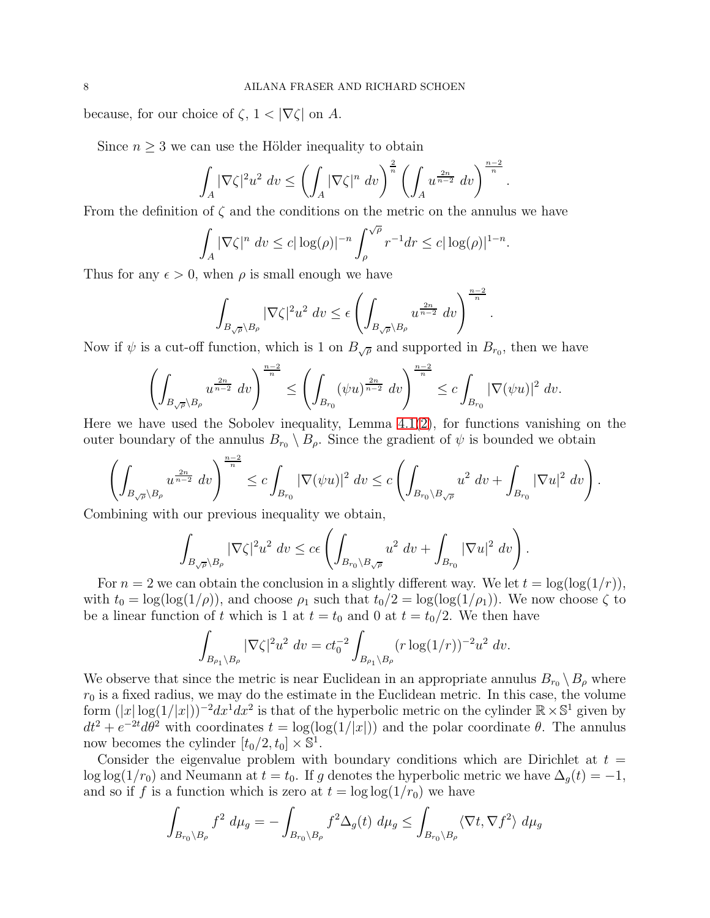because, for our choice of $\zeta$, $1 < |\nabla\zeta|$ on $A$.

Since $n \geq 3$ we can use the Hölder inequality to obtain

$$\int_A |\nabla\zeta|^2 u^2 \, dv \leq \left(\int_A |\nabla\zeta|^n \, dv\right)^{\frac{2}{n}} \left(\int_A u^{\frac{2n}{n-2}} \, dv\right)^{\frac{n-2}{n}}.$$

From the definition of $\zeta$ and the conditions on the metric on the annulus we have

$$\int_A |\nabla\zeta|^n \, dv \leq c|\log(\rho)|^{-n} \int_\rho^{\sqrt{\rho}} r^{-1} dr \leq c|\log(\rho)|^{1-n}.$$

Thus for any $\epsilon > 0$, when $\rho$ is small enough we have

$$\int_{B_{\sqrt{\rho}} \setminus B_\rho} |\nabla\zeta|^2 u^2 \, dv \leq \epsilon \left(\int_{B_{\sqrt{\rho}} \setminus B_\rho} u^{\frac{2n}{n-2}} \, dv\right)^{\frac{n-2}{n}}.$$

Now if $\psi$ is a cut-off function, which is 1 on $B_{\sqrt{\rho}}$ and supported in $B_{r_0}$, then we have

$$\left(\int_{B_{\sqrt{\rho}} \setminus B_\rho} u^{\frac{2n}{n-2}} \, dv\right)^{\frac{n-2}{n}} \leq \left(\int_{B_{r_0}} (\psi u)^{\frac{2n}{n-2}} \, dv\right)^{\frac{n-2}{n}} \leq c \int_{B_{r_0}} |\nabla(\psi u)|^2 \, dv.$$

Here we have used the Sobolev inequality, Lemma 4.1(2), for functions vanishing on the outer boundary of the annulus $B_{r_0} \setminus B_\rho$. Since the gradient of $\psi$ is bounded we obtain

$$\left(\int_{B_{\sqrt{\rho}} \setminus B_\rho} u^{\frac{2n}{n-2}} \, dv\right)^{\frac{n-2}{n}} \leq c \int_{B_{r_0}} |\nabla(\psi u)|^2 \, dv \leq c \left(\int_{B_{r_0} \setminus B_{\sqrt{\rho}}} u^2 \, dv + \int_{B_{r_0}} |\nabla u|^2 \, dv\right).$$

Combining with our previous inequality we obtain,

$$\int_{B_{\sqrt{\rho}} \setminus B_\rho} |\nabla\zeta|^2 u^2 \, dv \leq c\epsilon \left(\int_{B_{r_0} \setminus B_{\sqrt{\rho}}} u^2 \, dv + \int_{B_{r_0}} |\nabla u|^2 \, dv\right).$$

For $n = 2$ we can obtain the conclusion in a slightly different way. We let $t = \log(\log(1/r))$, with $t_0 = \log(\log(1/\rho))$, and choose $\rho_1$ such that $t_0/2 = \log(\log(1/\rho_1))$. We now choose $\zeta$ to be a linear function of $t$ which is 1 at $t = t_0$ and 0 at $t = t_0/2$. We then have

$$\int_{B_{\rho_1} \setminus B_\rho} |\nabla\zeta|^2 u^2 \, dv = ct_0^{-2} \int_{B_{\rho_1} \setminus B_\rho} (r \log(1/r))^{-2} u^2 \, dv.$$

We observe that since the metric is near Euclidean in an appropriate annulus $B_{r_0} \setminus B_\rho$ where $r_0$ is a fixed radius, we may do the estimate in the Euclidean metric. In this case, the volume form $(|x| \log(1/|x|))^{-2} dx^1 dx^2$ is that of the hyperbolic metric on the cylinder $\mathbb{R} \times \mathbb{S}^1$ given by $dt^2 + e^{-2t} d\theta^2$ with coordinates $t = \log(\log(1/|x|))$ and the polar coordinate $\theta$. The annulus now becomes the cylinder $[t_0/2, t_0] \times \mathbb{S}^1$.

Consider the eigenvalue problem with boundary conditions which are Dirichlet at $t = \log\log(1/r_0)$ and Neumann at $t = t_0$. If $g$ denotes the hyperbolic metric we have $\Delta_g(t) = -1$, and so if $f$ is a function which is zero at $t = \log\log(1/r_0)$ we have

$$\int_{B_{r_0} \setminus B_\rho} f^2 \, d\mu_g = -\int_{B_{r_0} \setminus B_\rho} f^2 \Delta_g(t) \, d\mu_g \leq \int_{B_{r_0} \setminus B_\rho} \langle \nabla t, \nabla f^2 \rangle \, d\mu_g$$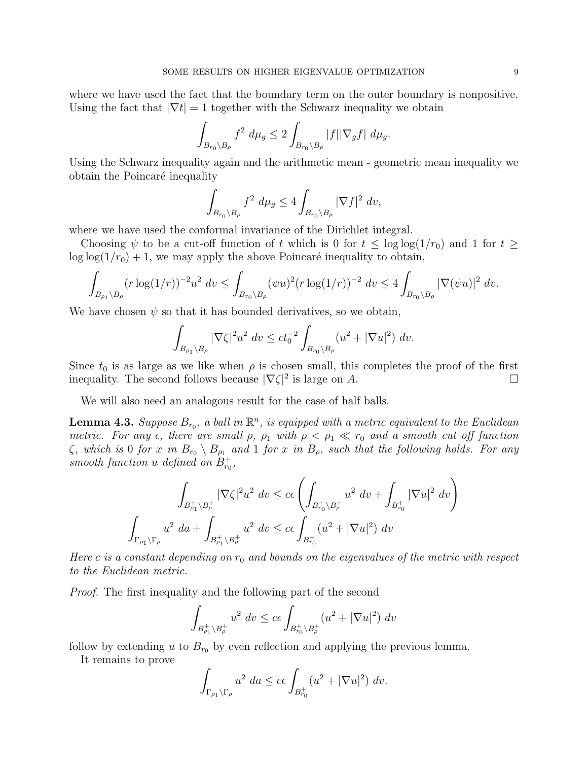where we have used the fact that the boundary term on the outer boundary is nonpositive. Using the fact that $|\nabla t| = 1$ together with the Schwarz inequality we obtain

$$\int_{B_{r_0}\setminus B_\rho} f^2 \, d\mu_g \leq 2 \int_{B_{r_0}\setminus B_\rho} |f||\nabla_g f| \, d\mu_g.$$

Using the Schwarz inequality again and the arithmetic mean - geometric mean inequality we obtain the Poincaré inequality

$$\int_{B_{r_0}\setminus B_\rho} f^2 \, d\mu_g \leq 4 \int_{B_{r_0}\setminus B_\rho} |\nabla f|^2 \, dv,$$

where we have used the conformal invariance of the Dirichlet integral.

Choosing $\psi$ to be a cut-off function of $t$ which is 0 for $t \leq \log\log(1/r_0)$ and 1 for $t \geq \log\log(1/r_0) + 1$, we may apply the above Poincaré inequality to obtain,

$$\int_{B_{\rho_1}\setminus B_\rho} (r\log(1/r))^{-2} u^2 \, dv \leq \int_{B_{r_0}\setminus B_\rho} (\psi u)^2 (r\log(1/r))^{-2} \, dv \leq 4 \int_{B_{r_0}\setminus B_\rho} |\nabla(\psi u)|^2 \, dv.$$

We have chosen $\psi$ so that it has bounded derivatives, so we obtain,

$$\int_{B_{\rho_1}\setminus B_\rho} |\nabla \zeta|^2 u^2 \, dv \leq c t_0^{-2} \int_{B_{r_0}\setminus B_\rho} (u^2 + |\nabla u|^2) \, dv.$$

Since $t_0$ is as large as we like when $\rho$ is chosen small, this completes the proof of the first inequality. The second follows because $|\nabla \zeta|^2$ is large on $A$. □

We will also need an analogous result for the case of half balls.

**Lemma 4.3.** *Suppose $B_{r_0}$, a ball in $\mathbb{R}^n$, is equipped with a metric equivalent to the Euclidean metric. For any $\epsilon$, there are small $\rho$, $\rho_1$ with $\rho < \rho_1 \ll r_0$ and a smooth cut off function $\zeta$, which is 0 for $x$ in $B_{r_0} \setminus B_{\rho_1}$ and 1 for $x$ in $B_\rho$, such that the following holds. For any smooth function $u$ defined on $B^+_{r_0}$,*

$$\int_{B^+_{\rho_1}\setminus B^+_\rho} |\nabla \zeta|^2 u^2 \, dv \leq c\epsilon \left( \int_{B^+_{r_0}\setminus B^+_\rho} u^2 \, dv + \int_{B^+_{r_0}} |\nabla u|^2 \, dv \right)$$

$$\int_{\Gamma_{\rho_1}\setminus \Gamma_\rho} u^2 \, da + \int_{B^+_{\rho_1}\setminus B^+_\rho} u^2 \, dv \leq c\epsilon \int_{B^+_{r_0}} (u^2 + |\nabla u|^2) \, dv$$

*Here $c$ is a constant depending on $r_0$ and bounds on the eigenvalues of the metric with respect to the Euclidean metric.*

*Proof.* The first inequality and the following part of the second

$$\int_{B^+_{\rho_1}\setminus B^+_\rho} u^2 \, dv \leq c\epsilon \int_{B^+_{r_0}\setminus B^+_\rho} (u^2 + |\nabla u|^2) \, dv$$

follow by extending $u$ to $B_{r_0}$ by even reflection and applying the previous lemma.

It remains to prove

$$\int_{\Gamma_{\rho_1}\setminus \Gamma_\rho} u^2 \, da \leq c\epsilon \int_{B^+_{r_0}} (u^2 + |\nabla u|^2) \, dv.$$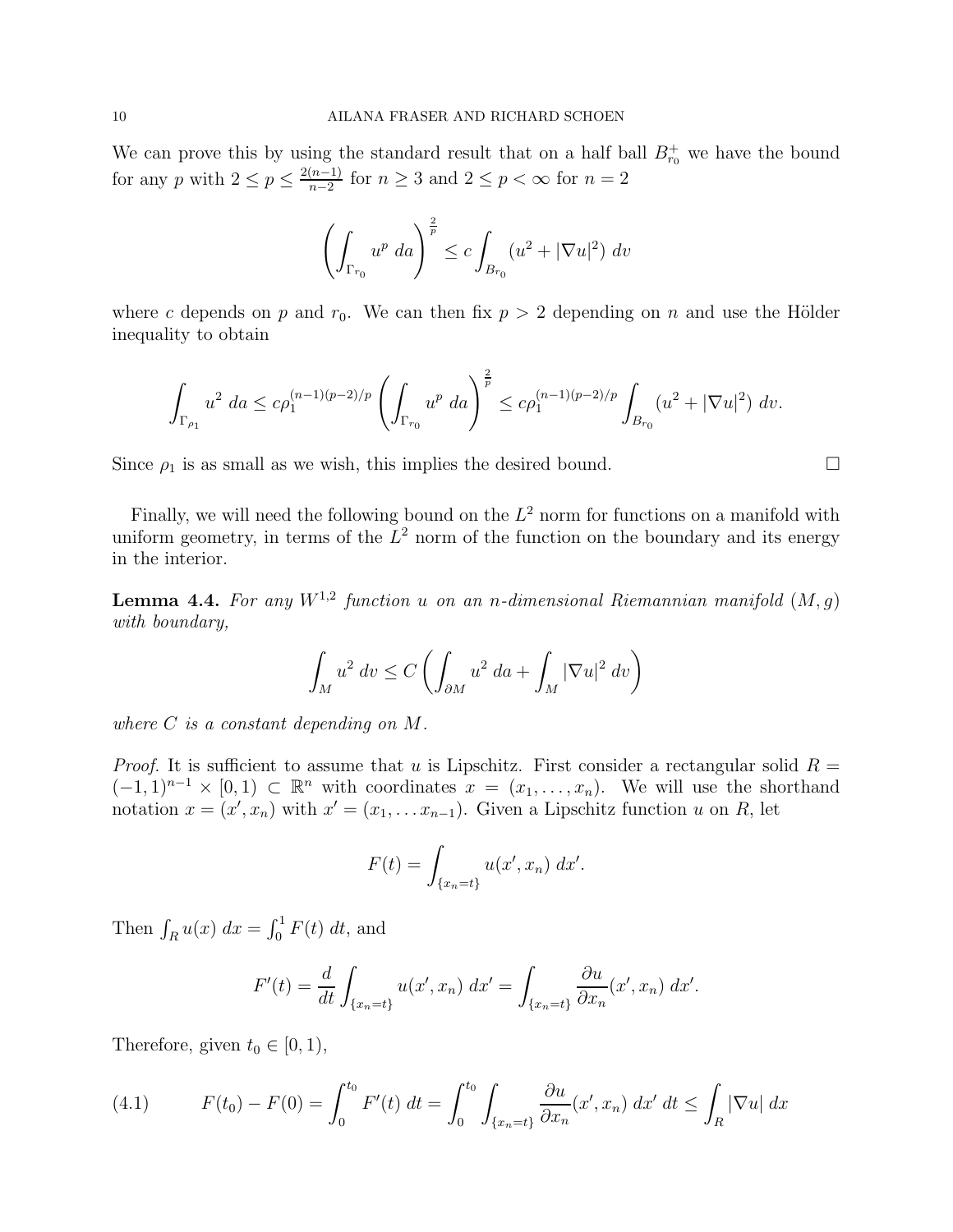We can prove this by using the standard result that on a half ball $B^+_{r_0}$ we have the bound for any $p$ with $2 \le p \le \frac{2(n-1)}{n-2}$ for $n \ge 3$ and $2 \le p < \infty$ for $n = 2$

$$\left( \int_{\Gamma_{r_0}} u^p \, da \right)^{\frac{2}{p}} \le c \int_{B_{r_0}} (u^2 + |\nabla u|^2) \, dv$$

where $c$ depends on $p$ and $r_0$. We can then fix $p > 2$ depending on $n$ and use the Hölder inequality to obtain

$$\int_{\Gamma_{\rho_1}} u^2 \, da \le c\rho_1^{(n-1)(p-2)/p} \left( \int_{\Gamma_{r_0}} u^p \, da \right)^{\frac{2}{p}} \le c\rho_1^{(n-1)(p-2)/p} \int_{B_{r_0}} (u^2 + |\nabla u|^2) \, dv.$$

Since $\rho_1$ is as small as we wish, this implies the desired bound. $\square$

Finally, we will need the following bound on the $L^2$ norm for functions on a manifold with uniform geometry, in terms of the $L^2$ norm of the function on the boundary and its energy in the interior.

**Lemma 4.4.** *For any $W^{1,2}$ function $u$ on an $n$-dimensional Riemannian manifold $(M, g)$ with boundary,*

$$\int_M u^2 \, dv \le C \left( \int_{\partial M} u^2 \, da + \int_M |\nabla u|^2 \, dv \right)$$

*where $C$ is a constant depending on $M$.*

*Proof.* It is sufficient to assume that $u$ is Lipschitz. First consider a rectangular solid $R = (-1, 1)^{n-1} \times [0, 1) \subset \mathbb{R}^n$ with coordinates $x = (x_1, \ldots, x_n)$. We will use the shorthand notation $x = (x', x_n)$ with $x' = (x_1, \ldots x_{n-1})$. Given a Lipschitz function $u$ on $R$, let

$$F(t) = \int_{\{x_n = t\}} u(x', x_n) \, dx'.$$

Then $\int_R u(x) \, dx = \int_0^1 F(t) \, dt$, and

$$F'(t) = \frac{d}{dt} \int_{\{x_n = t\}} u(x', x_n) \, dx' = \int_{\{x_n = t\}} \frac{\partial u}{\partial x_n}(x', x_n) \, dx'.$$

Therefore, given $t_0 \in [0, 1)$,

$$F(t_0) - F(0) = \int_0^{t_0} F'(t) \, dt = \int_0^{t_0} \int_{\{x_n = t\}} \frac{\partial u}{\partial x_n}(x', x_n) \, dx' \, dt \le \int_R |\nabla u| \, dx \tag{4.1}$$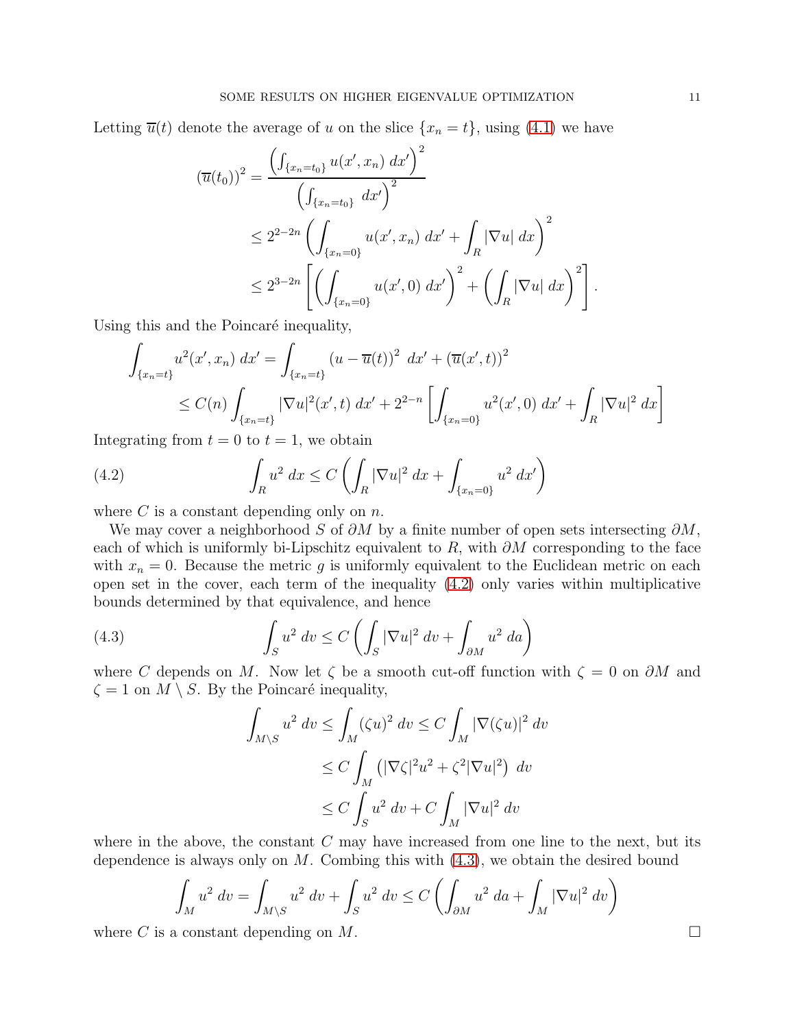Letting $\overline{u}(t)$ denote the average of $u$ on the slice $\{x_n = t\}$, using (4.1) we have

$$
\begin{aligned}
(\overline{u}(t_0))^2 &= \frac{\left(\int_{\{x_n=t_0\}} u(x', x_n)\, dx'\right)^2}{\left(\int_{\{x_n=t_0\}}\, dx'\right)^2} \\
&\leq 2^{2-2n}\left(\int_{\{x_n=0\}} u(x', x_n)\, dx' + \int_R |\nabla u|\, dx\right)^2 \\
&\leq 2^{3-2n}\left[\left(\int_{\{x_n=0\}} u(x', 0)\, dx'\right)^2 + \left(\int_R |\nabla u|\, dx\right)^2\right].
\end{aligned}
$$

Using this and the Poincaré inequality,

$$
\begin{aligned}
\int_{\{x_n=t\}} u^2(x', x_n)\, dx' &= \int_{\{x_n=t\}} (u - \overline{u}(t))^2\, dx' + (\overline{u}(x', t))^2 \\
&\leq C(n)\int_{\{x_n=t\}} |\nabla u|^2(x', t)\, dx' + 2^{2-n}\left[\int_{\{x_n=0\}} u^2(x', 0)\, dx' + \int_R |\nabla u|^2\, dx\right]
\end{aligned}
$$

Integrating from $t = 0$ to $t = 1$, we obtain

$$
\int_R u^2\, dx \leq C\left(\int_R |\nabla u|^2\, dx + \int_{\{x_n=0\}} u^2\, dx'\right) \tag{4.2}
$$

where $C$ is a constant depending only on $n$.

We may cover a neighborhood $S$ of $\partial M$ by a finite number of open sets intersecting $\partial M$, each of which is uniformly bi-Lipschitz equivalent to $R$, with $\partial M$ corresponding to the face with $x_n = 0$. Because the metric $g$ is uniformly equivalent to the Euclidean metric on each open set in the cover, each term of the inequality (4.2) only varies within multiplicative bounds determined by that equivalence, and hence

$$
\int_S u^2\, dv \leq C\left(\int_S |\nabla u|^2\, dv + \int_{\partial M} u^2\, da\right) \tag{4.3}
$$

where $C$ depends on $M$. Now let $\zeta$ be a smooth cut-off function with $\zeta = 0$ on $\partial M$ and $\zeta = 1$ on $M \setminus S$. By the Poincaré inequality,

$$
\begin{aligned}
\int_{M\setminus S} u^2\, dv \leq \int_M (\zeta u)^2\, dv &\leq C\int_M |\nabla(\zeta u)|^2\, dv \\
&\leq C\int_M \left(|\nabla\zeta|^2 u^2 + \zeta^2|\nabla u|^2\right)\, dv \\
&\leq C\int_S u^2\, dv + C\int_M |\nabla u|^2\, dv
\end{aligned}
$$

where in the above, the constant $C$ may have increased from one line to the next, but its dependence is always only on $M$. Combing this with (4.3), we obtain the desired bound

$$
\int_M u^2\, dv = \int_{M\setminus S} u^2\, dv + \int_S u^2\, dv \leq C\left(\int_{\partial M} u^2\, da + \int_M |\nabla u|^2\, dv\right)
$$

where $C$ is a constant depending on $M$. $\square$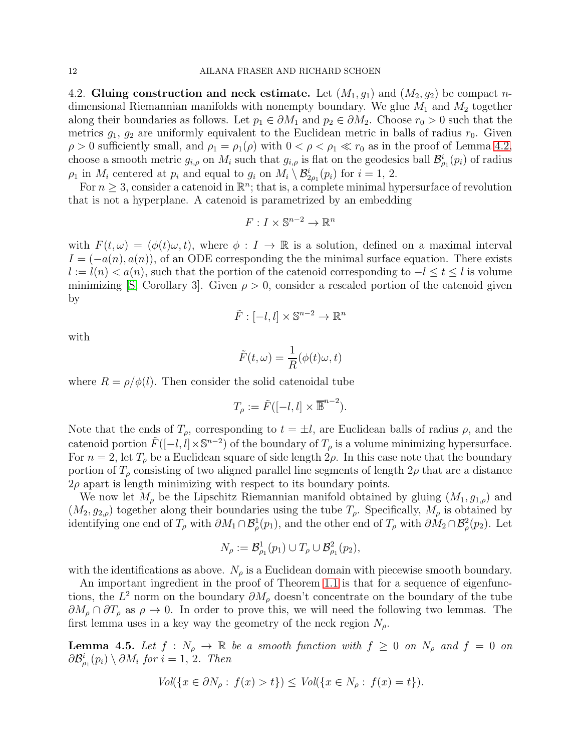4.2. **Gluing construction and neck estimate.** Let $(M_1, g_1)$ and $(M_2, g_2)$ be compact $n$-dimensional Riemannian manifolds with nonempty boundary. We glue $M_1$ and $M_2$ together along their boundaries as follows. Let $p_1 \in \partial M_1$ and $p_2 \in \partial M_2$. Choose $r_0 > 0$ such that the metrics $g_1$, $g_2$ are uniformly equivalent to the Euclidean metric in balls of radius $r_0$. Given $\rho > 0$ sufficiently small, and $\rho_1 = \rho_1(\rho)$ with $0 < \rho < \rho_1 \ll r_0$ as in the proof of Lemma 4.2, choose a smooth metric $g_{i,\rho}$ on $M_i$ such that $g_{i,\rho}$ is flat on the geodesics ball $\mathcal{B}^i_{\rho_1}(p_i)$ of radius $\rho_1$ in $M_i$ centered at $p_i$ and equal to $g_i$ on $M_i \setminus \mathcal{B}^i_{2\rho_1}(p_i)$ for $i = 1, 2$.

For $n \geq 3$, consider a catenoid in $\mathbb{R}^n$; that is, a complete minimal hypersurface of revolution that is not a hyperplane. A catenoid is parametrized by an embedding

$$F : I \times \mathbb{S}^{n-2} \to \mathbb{R}^n$$

with $F(t, \omega) = (\phi(t)\omega, t)$, where $\phi : I \to \mathbb{R}$ is a solution, defined on a maximal interval $I = (-a(n), a(n))$, of an ODE corresponding the the minimal surface equation. There exists $l := l(n) < a(n)$, such that the portion of the catenoid corresponding to $-l \leq t \leq l$ is volume minimizing [S, Corollary 3]. Given $\rho > 0$, consider a rescaled portion of the catenoid given by

$$\tilde{F} : [-l, l] \times \mathbb{S}^{n-2} \to \mathbb{R}^n$$

with

$$\tilde{F}(t, \omega) = \frac{1}{R}(\phi(t)\omega, t)$$

where $R = \rho/\phi(l)$. Then consider the solid catenoidal tube

$$T_\rho := \tilde{F}([-l, l] \times \overline{\mathbb{B}}^{n-2}).$$

Note that the ends of $T_\rho$, corresponding to $t = \pm l$, are Euclidean balls of radius $\rho$, and the catenoid portion $\tilde{F}([-l, l] \times \mathbb{S}^{n-2})$ of the boundary of $T_\rho$ is a volume minimizing hypersurface. For $n = 2$, let $T_\rho$ be a Euclidean square of side length $2\rho$. In this case note that the boundary portion of $T_\rho$ consisting of two aligned parallel line segments of length $2\rho$ that are a distance $2\rho$ apart is length minimizing with respect to its boundary points.

We now let $M_\rho$ be the Lipschitz Riemannian manifold obtained by gluing $(M_1, g_{1,\rho})$ and $(M_2, g_{2,\rho})$ together along their boundaries using the tube $T_\rho$. Specifically, $M_\rho$ is obtained by identifying one end of $T_\rho$ with $\partial M_1 \cap \mathcal{B}^1_\rho(p_1)$, and the other end of $T_\rho$ with $\partial M_2 \cap \mathcal{B}^2_\rho(p_2)$. Let

$$N_\rho := \mathcal{B}^1_{\rho_1}(p_1) \cup T_\rho \cup \mathcal{B}^2_{\rho_1}(p_2),$$

with the identifications as above. $N_\rho$ is a Euclidean domain with piecewise smooth boundary.

An important ingredient in the proof of Theorem 1.1 is that for a sequence of eigenfunctions, the $L^2$ norm on the boundary $\partial M_\rho$ doesn't concentrate on the boundary of the tube $\partial M_\rho \cap \partial T_\rho$ as $\rho \to 0$. In order to prove this, we will need the following two lemmas. The first lemma uses in a key way the geometry of the neck region $N_\rho$.

**Lemma 4.5.** *Let $f : N_\rho \to \mathbb{R}$ be a smooth function with $f \geq 0$ on $N_\rho$ and $f = 0$ on $\partial\mathcal{B}^i_{\rho_1}(p_i) \setminus \partial M_i$ for $i = 1, 2$. Then*

$$Vol(\{x \in \partial N_\rho : f(x) > t\}) \leq Vol(\{x \in N_\rho : f(x) = t\}).$$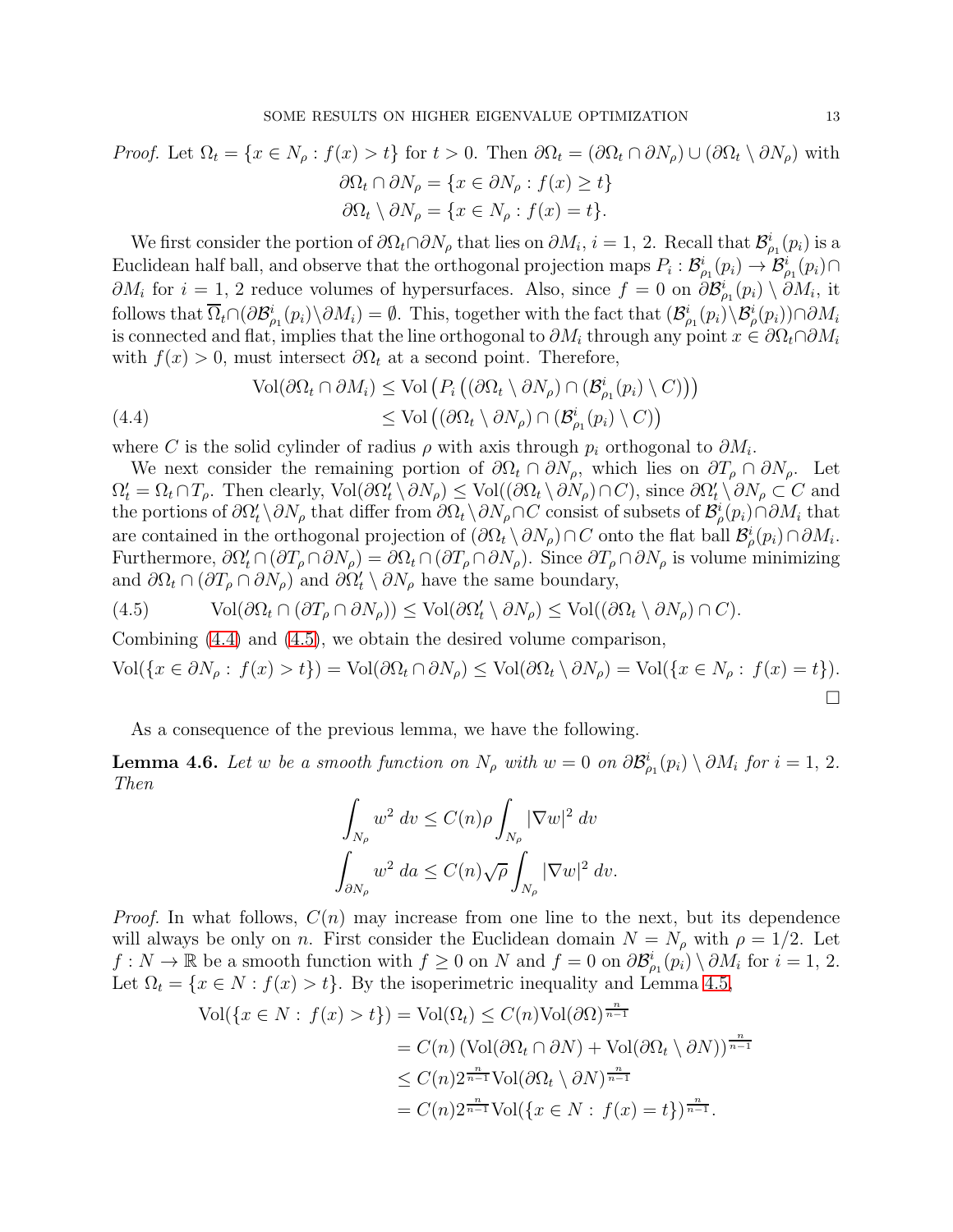*Proof.* Let $\Omega_t = \{x \in N_\rho : f(x) > t\}$ for $t > 0$. Then $\partial\Omega_t = (\partial\Omega_t \cap \partial N_\rho) \cup (\partial\Omega_t \setminus \partial N_\rho)$ with

$$\partial\Omega_t \cap \partial N_\rho = \{x \in \partial N_\rho : f(x) \geq t\}$$
$$\partial\Omega_t \setminus \partial N_\rho = \{x \in N_\rho : f(x) = t\}.$$

We first consider the portion of $\partial\Omega_t \cap \partial N_\rho$ that lies on $\partial M_i$, $i = 1, 2$. Recall that $\mathcal{B}^i_{\rho_1}(p_i)$ is a Euclidean half ball, and observe that the orthogonal projection maps $P_i : \mathcal{B}^i_{\rho_1}(p_i) \to \mathcal{B}^i_{\rho_1}(p_i) \cap \partial M_i$ for $i = 1, 2$ reduce volumes of hypersurfaces. Also, since $f = 0$ on $\partial\mathcal{B}^i_{\rho_1}(p_i) \setminus \partial M_i$, it follows that $\overline{\Omega}_t \cap (\partial\mathcal{B}^i_{\rho_1}(p_i) \setminus \partial M_i) = \emptyset$. This, together with the fact that $(\mathcal{B}^i_{\rho_1}(p_i) \setminus \mathcal{B}^i_\rho(p_i)) \cap \partial M_i$ is connected and flat, implies that the line orthogonal to $\partial M_i$ through any point $x \in \partial\Omega_t \cap \partial M_i$ with $f(x) > 0$, must intersect $\partial\Omega_t$ at a second point. Therefore,

$$\begin{aligned} \operatorname{Vol}(\partial\Omega_t \cap \partial M_i) &\leq \operatorname{Vol}\left(P_i\left((\partial\Omega_t \setminus \partial N_\rho) \cap (\mathcal{B}^i_{\rho_1}(p_i) \setminus C)\right)\right) \\ &\leq \operatorname{Vol}\left((\partial\Omega_t \setminus \partial N_\rho) \cap (\mathcal{B}^i_{\rho_1}(p_i) \setminus C)\right) \end{aligned} \tag{4.4}$$

where $C$ is the solid cylinder of radius $\rho$ with axis through $p_i$ orthogonal to $\partial M_i$.

We next consider the remaining portion of $\partial\Omega_t \cap \partial N_\rho$, which lies on $\partial T_\rho \cap \partial N_\rho$. Let $\Omega'_t = \Omega_t \cap T_\rho$. Then clearly, $\operatorname{Vol}(\partial\Omega'_t \setminus \partial N_\rho) \leq \operatorname{Vol}((\partial\Omega_t \setminus \partial N_\rho) \cap C)$, since $\partial\Omega'_t \setminus \partial N_\rho \subset C$ and the portions of $\partial\Omega'_t \setminus \partial N_\rho$ that differ from $\partial\Omega_t \setminus \partial N_\rho \cap C$ consist of subsets of $\mathcal{B}^i_\rho(p_i) \cap \partial M_i$ that are contained in the orthogonal projection of $(\partial\Omega_t \setminus \partial N_\rho) \cap C$ onto the flat ball $\mathcal{B}^i_\rho(p_i) \cap \partial M_i$. Furthermore, $\partial\Omega'_t \cap (\partial T_\rho \cap \partial N_\rho) = \partial\Omega_t \cap (\partial T_\rho \cap \partial N_\rho)$. Since $\partial T_\rho \cap \partial N_\rho$ is volume minimizing and $\partial\Omega_t \cap (\partial T_\rho \cap \partial N_\rho)$ and $\partial\Omega'_t \setminus \partial N_\rho$ have the same boundary,

$$\operatorname{Vol}(\partial\Omega_t \cap (\partial T_\rho \cap \partial N_\rho)) \leq \operatorname{Vol}(\partial\Omega'_t \setminus \partial N_\rho) \leq \operatorname{Vol}((\partial\Omega_t \setminus \partial N_\rho) \cap C). \tag{4.5}$$

Combining (4.4) and (4.5), we obtain the desired volume comparison,

$$\operatorname{Vol}(\{x \in \partial N_\rho : f(x) > t\}) = \operatorname{Vol}(\partial\Omega_t \cap \partial N_\rho) \leq \operatorname{Vol}(\partial\Omega_t \setminus \partial N_\rho) = \operatorname{Vol}(\{x \in N_\rho : f(x) = t\}).$$

$\square$

As a consequence of the previous lemma, we have the following.

**Lemma 4.6.** *Let $w$ be a smooth function on $N_\rho$ with $w = 0$ on $\partial\mathcal{B}^i_{\rho_1}(p_i) \setminus \partial M_i$ for $i = 1, 2$. Then*

$$\int_{N_\rho} w^2 \, dv \leq C(n)\rho \int_{N_\rho} |\nabla w|^2 \, dv$$
$$\int_{\partial N_\rho} w^2 \, da \leq C(n)\sqrt{\rho} \int_{N_\rho} |\nabla w|^2 \, dv.$$

*Proof.* In what follows, $C(n)$ may increase from one line to the next, but its dependence will always be only on $n$. First consider the Euclidean domain $N = N_\rho$ with $\rho = 1/2$. Let $f : N \to \mathbb{R}$ be a smooth function with $f \geq 0$ on $N$ and $f = 0$ on $\partial\mathcal{B}^i_{\rho_1}(p_i) \setminus \partial M_i$ for $i = 1, 2$. Let $\Omega_t = \{x \in N : f(x) > t\}$. By the isoperimetric inequality and Lemma 4.5,

$$\begin{aligned} \operatorname{Vol}(\{x \in N : f(x) > t\}) &= \operatorname{Vol}(\Omega_t) \leq C(n)\operatorname{Vol}(\partial\Omega)^{\frac{n}{n-1}} \\ &= C(n)\left(\operatorname{Vol}(\partial\Omega_t \cap \partial N) + \operatorname{Vol}(\partial\Omega_t \setminus \partial N)\right)^{\frac{n}{n-1}} \\ &\leq C(n)2^{\frac{n}{n-1}}\operatorname{Vol}(\partial\Omega_t \setminus \partial N)^{\frac{n}{n-1}} \\ &= C(n)2^{\frac{n}{n-1}}\operatorname{Vol}(\{x \in N : f(x) = t\})^{\frac{n}{n-1}}. \end{aligned}$$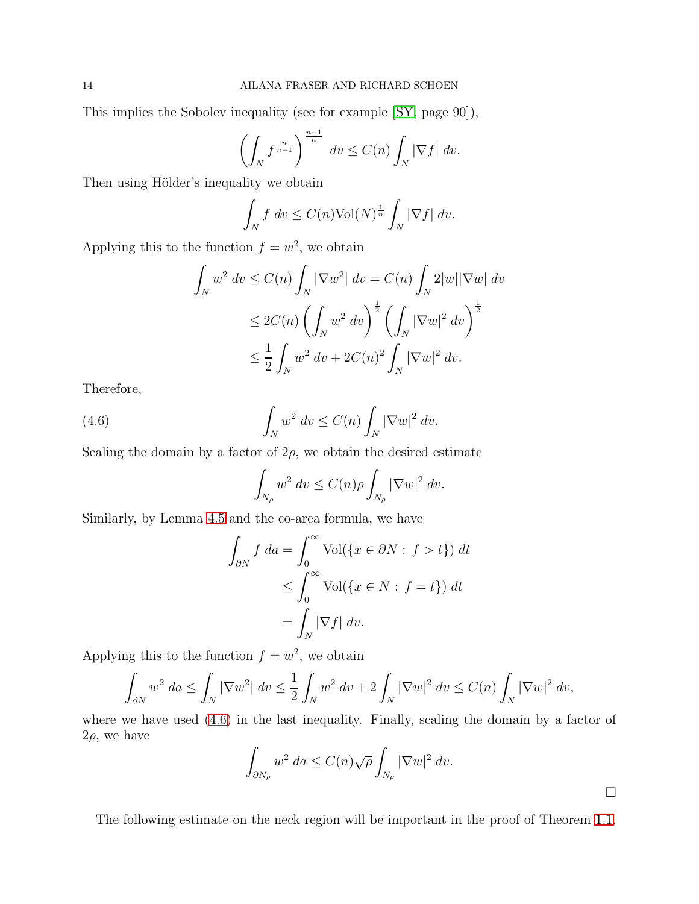This implies the Sobolev inequality (see for example [SY, page 90]),

$$\left(\int_N f^{\frac{n}{n-1}}\right)^{\frac{n-1}{n}} dv \leq C(n)\int_N |\nabla f|\, dv.$$

Then using Hölder's inequality we obtain

$$\int_N f\, dv \leq C(n)\mathrm{Vol}(N)^{\frac{1}{n}}\int_N |\nabla f|\, dv.$$

Applying this to the function $f = w^2$, we obtain

$$\begin{aligned}
\int_N w^2\, dv &\leq C(n)\int_N |\nabla w^2|\, dv = C(n)\int_N 2|w||\nabla w|\, dv \\
&\leq 2C(n)\left(\int_N w^2\, dv\right)^{\frac{1}{2}}\left(\int_N |\nabla w|^2\, dv\right)^{\frac{1}{2}} \\
&\leq \frac{1}{2}\int_N w^2\, dv + 2C(n)^2\int_N |\nabla w|^2\, dv.
\end{aligned}$$

Therefore,

$$\int_N w^2\, dv \leq C(n)\int_N |\nabla w|^2\, dv. \tag{4.6}$$

Scaling the domain by a factor of $2\rho$, we obtain the desired estimate

$$\int_{N_\rho} w^2\, dv \leq C(n)\rho\int_{N_\rho} |\nabla w|^2\, dv.$$

Similarly, by Lemma 4.5 and the co-area formula, we have

$$\begin{aligned}
\int_{\partial N} f\, da &= \int_0^\infty \mathrm{Vol}(\{x \in \partial N : f > t\})\, dt \\
&\leq \int_0^\infty \mathrm{Vol}(\{x \in N : f = t\})\, dt \\
&= \int_N |\nabla f|\, dv.
\end{aligned}$$

Applying this to the function $f = w^2$, we obtain

$$\int_{\partial N} w^2\, da \leq \int_N |\nabla w^2|\, dv \leq \frac{1}{2}\int_N w^2\, dv + 2\int_N |\nabla w|^2\, dv \leq C(n)\int_N |\nabla w|^2\, dv,$$

where we have used (4.6) in the last inequality. Finally, scaling the domain by a factor of $2\rho$, we have

$$\int_{\partial N_\rho} w^2\, da \leq C(n)\sqrt{\rho}\int_{N_\rho} |\nabla w|^2\, dv.$$

□

The following estimate on the neck region will be important in the proof of Theorem 1.1.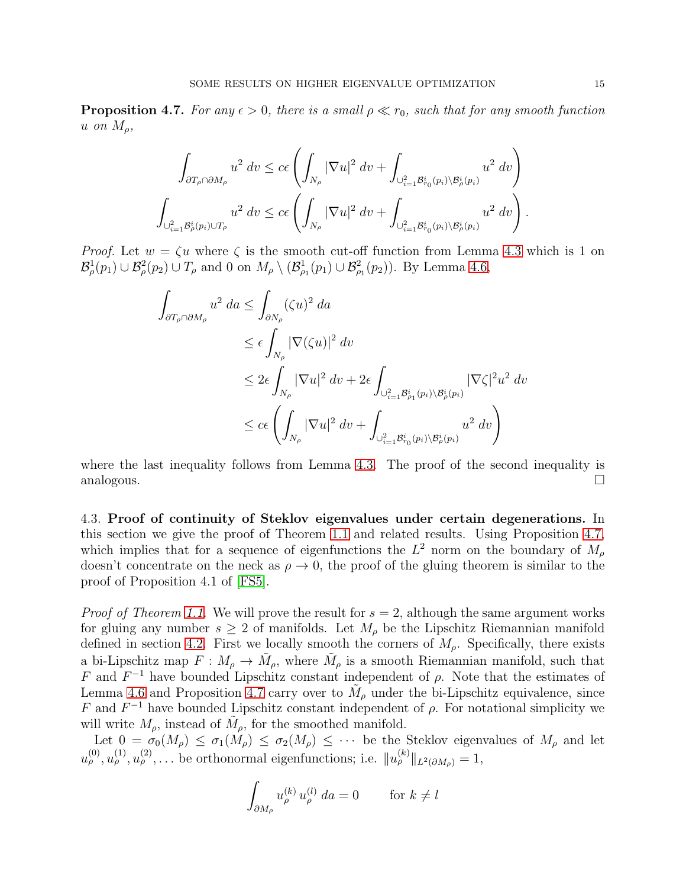**Proposition 4.7.** *For any $\epsilon > 0$, there is a small $\rho \ll r_0$, such that for any smooth function $u$ on $M_\rho$,*

$$\int_{\partial T_\rho \cap \partial M_\rho} u^2 \, dv \le c\epsilon \left( \int_{N_\rho} |\nabla u|^2 \, dv + \int_{\cup_{i=1}^2 \mathcal{B}^i_{r_0}(p_i) \setminus \mathcal{B}^i_\rho(p_i)} u^2 \, dv \right)$$

$$\int_{\cup_{i=1}^2 \mathcal{B}^i_\rho(p_i) \cup T_\rho} u^2 \, dv \le c\epsilon \left( \int_{N_\rho} |\nabla u|^2 \, dv + \int_{\cup_{i=1}^2 \mathcal{B}^i_{r_0}(p_i) \setminus \mathcal{B}^i_\rho(p_i)} u^2 \, dv \right).$$

*Proof.* Let $w = \zeta u$ where $\zeta$ is the smooth cut-off function from Lemma 4.3 which is 1 on $\mathcal{B}^1_\rho(p_1) \cup \mathcal{B}^2_\rho(p_2) \cup T_\rho$ and 0 on $M_\rho \setminus (\mathcal{B}^1_{\rho_1}(p_1) \cup \mathcal{B}^2_{\rho_1}(p_2))$. By Lemma 4.6,

$$\begin{aligned}
\int_{\partial T_\rho \cap \partial M_\rho} u^2 \, da &\le \int_{\partial N_\rho} (\zeta u)^2 \, da \\
&\le \epsilon \int_{N_\rho} |\nabla(\zeta u)|^2 \, dv \\
&\le 2\epsilon \int_{N_\rho} |\nabla u|^2 \, dv + 2\epsilon \int_{\cup_{i=1}^2 \mathcal{B}^i_{\rho_1}(p_i) \setminus \mathcal{B}^i_\rho(p_i)} |\nabla \zeta|^2 u^2 \, dv \\
&\le c\epsilon \left( \int_{N_\rho} |\nabla u|^2 \, dv + \int_{\cup_{i=1}^2 \mathcal{B}^i_{r_0}(p_i) \setminus \mathcal{B}^i_\rho(p_i)} u^2 \, dv \right)
\end{aligned}$$

where the last inequality follows from Lemma 4.3. The proof of the second inequality is analogous. □

4.3. **Proof of continuity of Steklov eigenvalues under certain degenerations.** In this section we give the proof of Theorem 1.1 and related results. Using Proposition 4.7, which implies that for a sequence of eigenfunctions the $L^2$ norm on the boundary of $M_\rho$ doesn't concentrate on the neck as $\rho \to 0$, the proof of the gluing theorem is similar to the proof of Proposition 4.1 of [FS5].

*Proof of Theorem 1.1.* We will prove the result for $s = 2$, although the same argument works for gluing any number $s \ge 2$ of manifolds. Let $M_\rho$ be the Lipschitz Riemannian manifold defined in section 4.2. First we locally smooth the corners of $M_\rho$. Specifically, there exists a bi-Lipschitz map $F : M_\rho \to \tilde{M}_\rho$, where $\tilde{M}_\rho$ is a smooth Riemannian manifold, such that $F$ and $F^{-1}$ have bounded Lipschitz constant independent of $\rho$. Note that the estimates of Lemma 4.6 and Proposition 4.7 carry over to $\tilde{M}_\rho$ under the bi-Lipschitz equivalence, since $F$ and $F^{-1}$ have bounded Lipschitz constant independent of $\rho$. For notational simplicity we will write $M_\rho$, instead of $\tilde{M}_\rho$, for the smoothed manifold.

Let $0 = \sigma_0(M_\rho) \le \sigma_1(M_\rho) \le \sigma_2(M_\rho) \le \cdots$ be the Steklov eigenvalues of $M_\rho$ and let $u^{(0)}_\rho, u^{(1)}_\rho, u^{(2)}_\rho, \ldots$ be orthonormal eigenfunctions; i.e. $\|u^{(k)}_\rho\|_{L^2(\partial M_\rho)} = 1$,

$$\int_{\partial M_\rho} u^{(k)}_\rho \, u^{(l)}_\rho \, da = 0 \qquad \text{for } k \ne l$$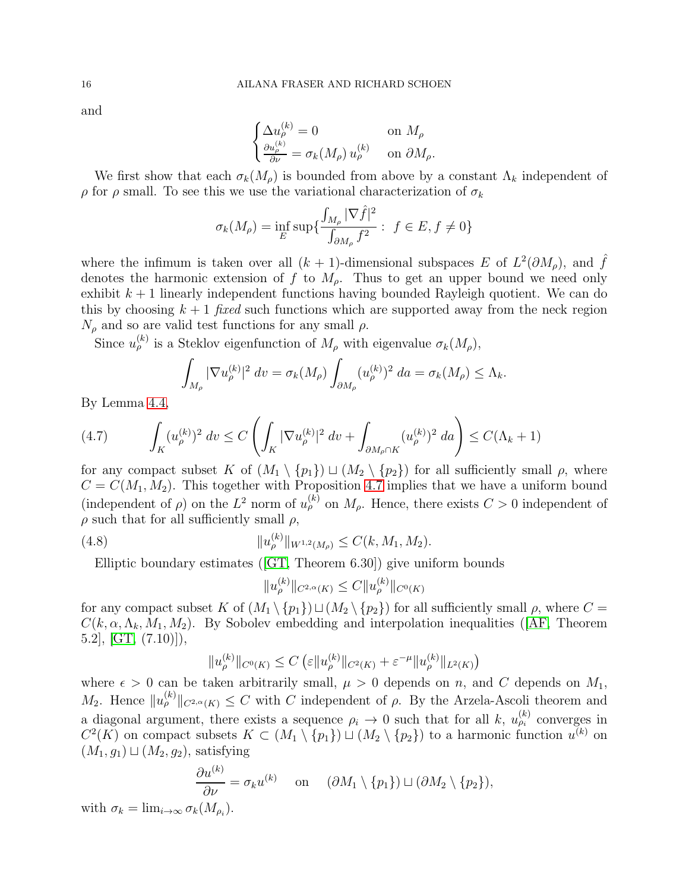and

$$\begin{cases} \Delta u_\rho^{(k)} = 0 & \text{on } M_\rho \\ \frac{\partial u_\rho^{(k)}}{\partial \nu} = \sigma_k(M_\rho)\, u_\rho^{(k)} & \text{on } \partial M_\rho. \end{cases}$$

We first show that each $\sigma_k(M_\rho)$ is bounded from above by a constant $\Lambda_k$ independent of $\rho$ for $\rho$ small. To see this we use the variational characterization of $\sigma_k$

$$\sigma_k(M_\rho) = \inf_E \sup\{\frac{\int_{M_\rho} |\nabla \hat{f}|^2}{\int_{\partial M_\rho} f^2} : \; f \in E, f \neq 0\}$$

where the infimum is taken over all $(k+1)$-dimensional subspaces $E$ of $L^2(\partial M_\rho)$, and $\hat{f}$ denotes the harmonic extension of $f$ to $M_\rho$. Thus to get an upper bound we need only exhibit $k+1$ linearly independent functions having bounded Rayleigh quotient. We can do this by choosing $k+1$ *fixed* such functions which are supported away from the neck region $N_\rho$ and so are valid test functions for any small $\rho$.

Since $u_\rho^{(k)}$ is a Steklov eigenfunction of $M_\rho$ with eigenvalue $\sigma_k(M_\rho)$,

$$\int_{M_\rho} |\nabla u_\rho^{(k)}|^2 \, dv = \sigma_k(M_\rho) \int_{\partial M_\rho} (u_\rho^{(k)})^2 \, da = \sigma_k(M_\rho) \leq \Lambda_k.$$

By Lemma 4.4,

$$\int_K (u_\rho^{(k)})^2 \, dv \leq C \left( \int_K |\nabla u_\rho^{(k)}|^2 \, dv + \int_{\partial M_\rho \cap K} (u_\rho^{(k)})^2 \, da \right) \leq C(\Lambda_k + 1) \tag{4.7}$$

for any compact subset $K$ of $(M_1 \setminus \{p_1\}) \sqcup (M_2 \setminus \{p_2\})$ for all sufficiently small $\rho$, where $C = C(M_1, M_2)$. This together with Proposition 4.7 implies that we have a uniform bound (independent of $\rho$) on the $L^2$ norm of $u_\rho^{(k)}$ on $M_\rho$. Hence, there exists $C > 0$ independent of $\rho$ such that for all sufficiently small $\rho$,

$$\|u_\rho^{(k)}\|_{W^{1,2}(M_\rho)} \leq C(k, M_1, M_2). \tag{4.8}$$

Elliptic boundary estimates ([GT, Theorem 6.30]) give uniform bounds

$$\|u_\rho^{(k)}\|_{C^{2,\alpha}(K)} \leq C \|u_\rho^{(k)}\|_{C^0(K)}$$

for any compact subset $K$ of $(M_1 \setminus \{p_1\}) \sqcup (M_2 \setminus \{p_2\})$ for all sufficiently small $\rho$, where $C = C(k, \alpha, \Lambda_k, M_1, M_2)$. By Sobolev embedding and interpolation inequalities ([AF, Theorem 5.2], [GT, (7.10)]),

$$\|u_\rho^{(k)}\|_{C^0(K)} \leq C \left( \varepsilon \|u_\rho^{(k)}\|_{C^2(K)} + \varepsilon^{-\mu} \|u_\rho^{(k)}\|_{L^2(K)} \right)$$

where $\epsilon > 0$ can be taken arbitrarily small, $\mu > 0$ depends on $n$, and $C$ depends on $M_1$, $M_2$. Hence $\|u_\rho^{(k)}\|_{C^{2,\alpha}(K)} \leq C$ with $C$ independent of $\rho$. By the Arzela-Ascoli theorem and a diagonal argument, there exists a sequence $\rho_i \to 0$ such that for all $k$, $u_{\rho_i}^{(k)}$ converges in $C^2(K)$ on compact subsets $K \subset (M_1 \setminus \{p_1\}) \sqcup (M_2 \setminus \{p_2\})$ to a harmonic function $u^{(k)}$ on $(M_1, g_1) \sqcup (M_2, g_2)$, satisfying

$$\frac{\partial u^{(k)}}{\partial \nu} = \sigma_k u^{(k)} \quad \text{ on } \quad (\partial M_1 \setminus \{p_1\}) \sqcup (\partial M_2 \setminus \{p_2\}),$$

with $\sigma_k = \lim_{i \to \infty} \sigma_k(M_{\rho_i})$.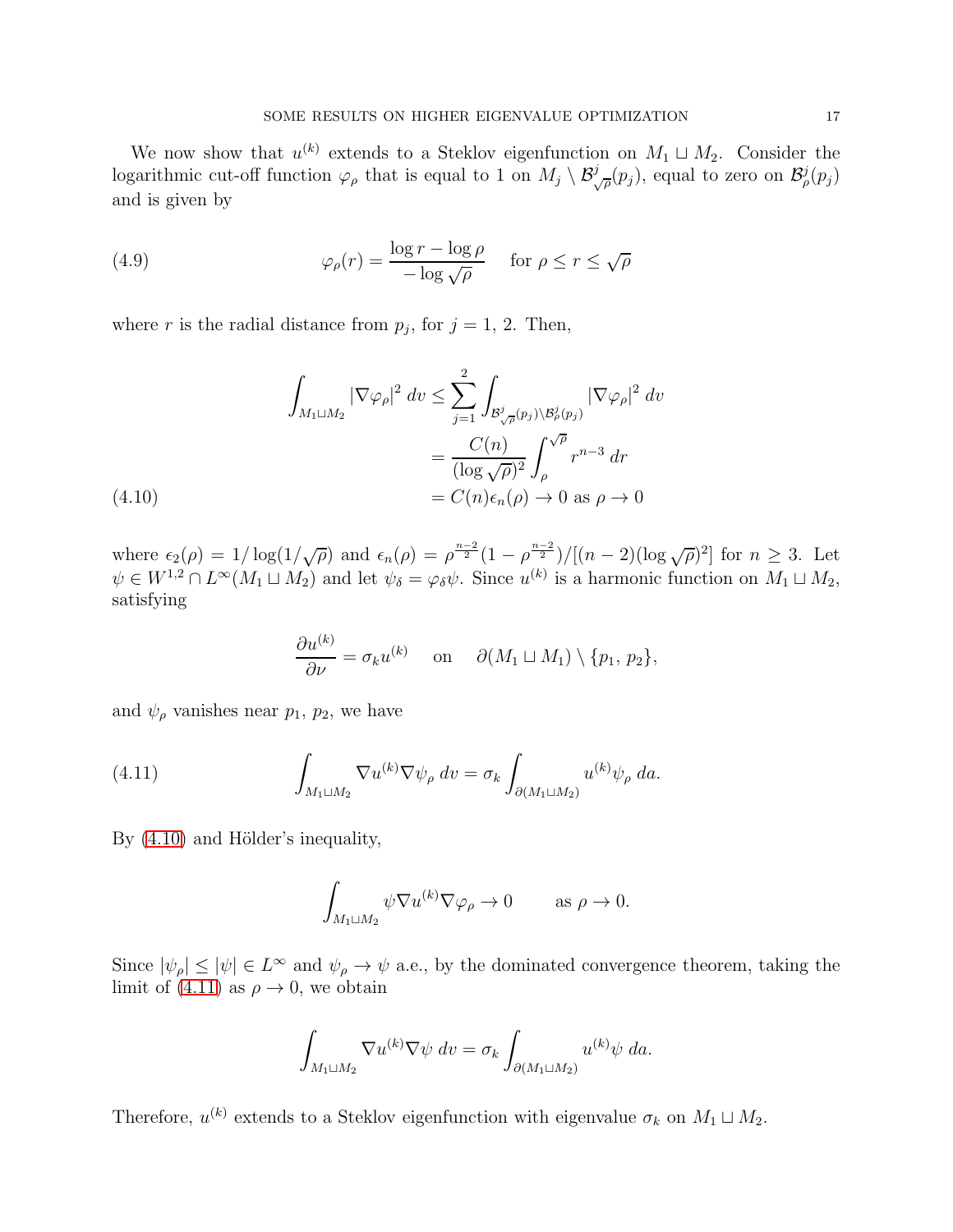We now show that $u^{(k)}$ extends to a Steklov eigenfunction on $M_1 \sqcup M_2$. Consider the logarithmic cut-off function $\varphi_\rho$ that is equal to 1 on $M_j \setminus \mathcal{B}^j_{\sqrt{\rho}}(p_j)$, equal to zero on $\mathcal{B}^j_\rho(p_j)$ and is given by

$$\varphi_\rho(r) = \frac{\log r - \log \rho}{-\log \sqrt{\rho}} \quad \text{for } \rho \le r \le \sqrt{\rho} \tag{4.9}$$

where $r$ is the radial distance from $p_j$, for $j = 1, 2$. Then,

$$\begin{aligned}
\int_{M_1 \sqcup M_2} |\nabla \varphi_\rho|^2 \, dv &\le \sum_{j=1}^{2} \int_{\mathcal{B}^j_{\sqrt{\rho}}(p_j) \setminus \mathcal{B}^j_\rho(p_j)} |\nabla \varphi_\rho|^2 \, dv \\
&= \frac{C(n)}{(\log \sqrt{\rho})^2} \int_\rho^{\sqrt{\rho}} r^{n-3} \, dr \\
&= C(n) \epsilon_n(\rho) \to 0 \text{ as } \rho \to 0
\end{aligned} \tag{4.10}$$

where $\epsilon_2(\rho) = 1/\log(1/\sqrt{\rho})$ and $\epsilon_n(\rho) = \rho^{\frac{n-2}{2}}(1 - \rho^{\frac{n-2}{2}})/[(n-2)(\log \sqrt{\rho})^2]$ for $n \ge 3$. Let $\psi \in W^{1,2} \cap L^\infty(M_1 \sqcup M_2)$ and let $\psi_\delta = \varphi_\delta \psi$. Since $u^{(k)}$ is a harmonic function on $M_1 \sqcup M_2$, satisfying

$$\frac{\partial u^{(k)}}{\partial \nu} = \sigma_k u^{(k)} \quad \text{on} \quad \partial(M_1 \sqcup M_1) \setminus \{p_1, p_2\},$$

and $\psi_\rho$ vanishes near $p_1$, $p_2$, we have

$$\int_{M_1 \sqcup M_2} \nabla u^{(k)} \nabla \psi_\rho \, dv = \sigma_k \int_{\partial(M_1 \sqcup M_2)} u^{(k)} \psi_\rho \, da. \tag{4.11}$$

By (4.10) and Hölder's inequality,

$$\int_{M_1 \sqcup M_2} \psi \nabla u^{(k)} \nabla \varphi_\rho \to 0 \qquad \text{as } \rho \to 0.$$

Since $|\psi_\rho| \le |\psi| \in L^\infty$ and $\psi_\rho \to \psi$ a.e., by the dominated convergence theorem, taking the limit of (4.11) as $\rho \to 0$, we obtain

$$\int_{M_1 \sqcup M_2} \nabla u^{(k)} \nabla \psi \, dv = \sigma_k \int_{\partial(M_1 \sqcup M_2)} u^{(k)} \psi \, da.$$

Therefore, $u^{(k)}$ extends to a Steklov eigenfunction with eigenvalue $\sigma_k$ on $M_1 \sqcup M_2$.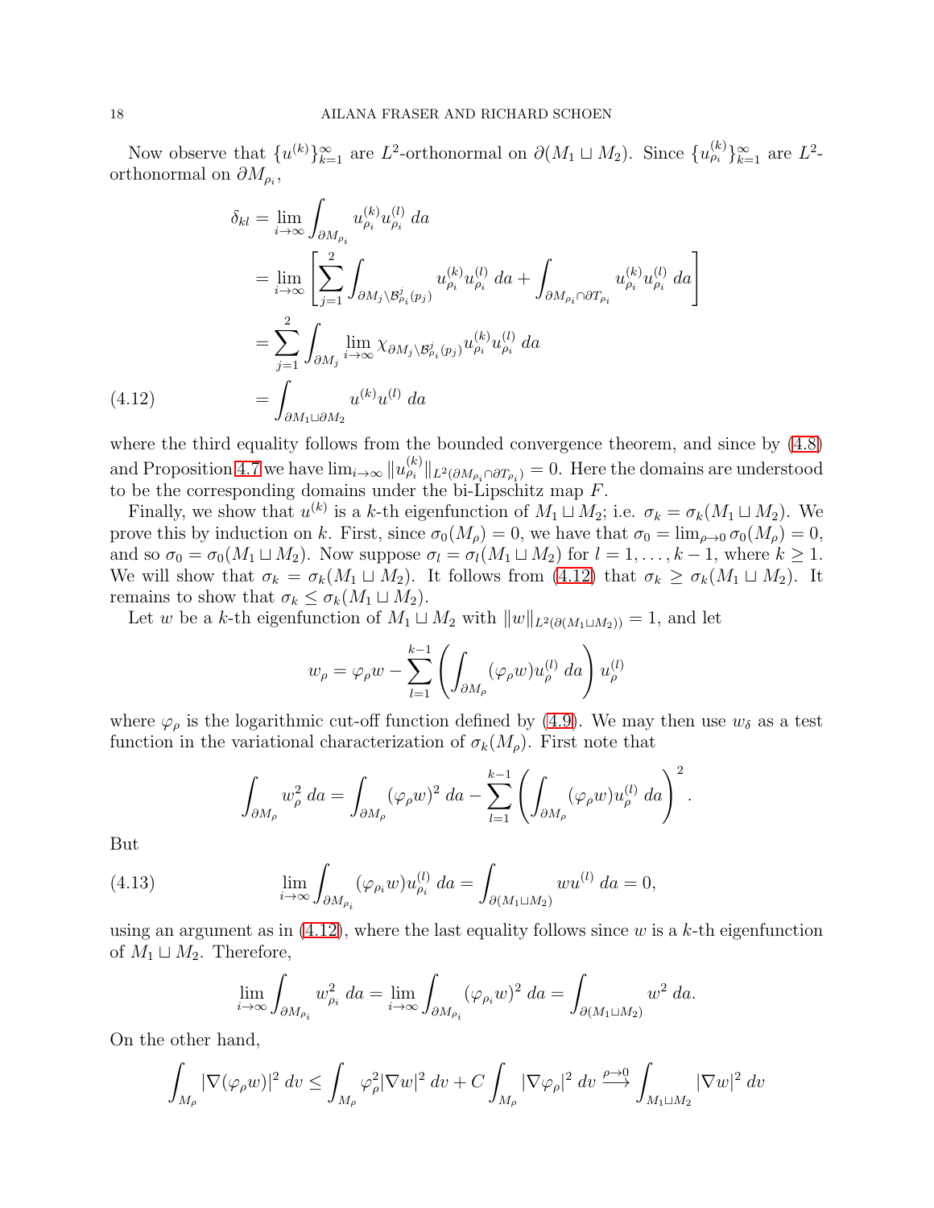Now observe that $\{u^{(k)}\}_{k=1}^\infty$ are $L^2$-orthonormal on $\partial(M_1 \sqcup M_2)$. Since $\{u_{\rho_i}^{(k)}\}_{k=1}^\infty$ are $L^2$-orthonormal on $\partial M_{\rho_i}$,

$$
\begin{aligned}
\delta_{kl} &= \lim_{i\to\infty} \int_{\partial M_{\rho_i}} u_{\rho_i}^{(k)} u_{\rho_i}^{(l)}\, da \\
&= \lim_{i\to\infty} \left[ \sum_{j=1}^{2} \int_{\partial M_j \setminus \mathcal{B}^j_{\rho_i}(p_j)} u_{\rho_i}^{(k)} u_{\rho_i}^{(l)}\, da + \int_{\partial M_{\rho_i} \cap \partial T_{\rho_i}} u_{\rho_i}^{(k)} u_{\rho_i}^{(l)}\, da \right] \\
&= \sum_{j=1}^{2} \int_{\partial M_j} \lim_{i\to\infty} \chi_{\partial M_j \setminus \mathcal{B}^j_{\rho_i}(p_j)} u_{\rho_i}^{(k)} u_{\rho_i}^{(l)}\, da \\
&= \int_{\partial M_1 \sqcup \partial M_2} u^{(k)} u^{(l)}\, da \qquad (4.12)
\end{aligned}
$$

where the third equality follows from the bounded convergence theorem, and since by (4.8) and Proposition 4.7 we have $\lim_{i\to\infty} \|u_{\rho_i}^{(k)}\|_{L^2(\partial M_{\rho_i} \cap \partial T_{\rho_i})} = 0$. Here the domains are understood to be the corresponding domains under the bi-Lipschitz map $F$.

Finally, we show that $u^{(k)}$ is a $k$-th eigenfunction of $M_1 \sqcup M_2$; i.e. $\sigma_k = \sigma_k(M_1 \sqcup M_2)$. We prove this by induction on $k$. First, since $\sigma_0(M_\rho) = 0$, we have that $\sigma_0 = \lim_{\rho\to 0} \sigma_0(M_\rho) = 0$, and so $\sigma_0 = \sigma_0(M_1 \sqcup M_2)$. Now suppose $\sigma_l = \sigma_l(M_1 \sqcup M_2)$ for $l = 1, \ldots, k-1$, where $k \geq 1$. We will show that $\sigma_k = \sigma_k(M_1 \sqcup M_2)$. It follows from (4.12) that $\sigma_k \geq \sigma_k(M_1 \sqcup M_2)$. It remains to show that $\sigma_k \leq \sigma_k(M_1 \sqcup M_2)$.

Let $w$ be a $k$-th eigenfunction of $M_1 \sqcup M_2$ with $\|w\|_{L^2(\partial(M_1 \sqcup M_2))} = 1$, and let

$$
w_\rho = \varphi_\rho w - \sum_{l=1}^{k-1} \left( \int_{\partial M_\rho} (\varphi_\rho w) u_\rho^{(l)}\, da \right) u_\rho^{(l)}
$$

where $\varphi_\rho$ is the logarithmic cut-off function defined by (4.9). We may then use $w_\delta$ as a test function in the variational characterization of $\sigma_k(M_\rho)$. First note that

$$
\int_{\partial M_\rho} w_\rho^2\, da = \int_{\partial M_\rho} (\varphi_\rho w)^2\, da - \sum_{l=1}^{k-1} \left( \int_{\partial M_\rho} (\varphi_\rho w) u_\rho^{(l)}\, da \right)^2 .
$$

But

$$
\lim_{i\to\infty} \int_{\partial M_{\rho_i}} (\varphi_{\rho_i} w) u_{\rho_i}^{(l)}\, da = \int_{\partial(M_1 \sqcup M_2)} w u^{(l)}\, da = 0, \qquad (4.13)
$$

using an argument as in (4.12), where the last equality follows since $w$ is a $k$-th eigenfunction of $M_1 \sqcup M_2$. Therefore,

$$
\lim_{i\to\infty} \int_{\partial M_{\rho_i}} w_{\rho_i}^2\, da = \lim_{i\to\infty} \int_{\partial M_{\rho_i}} (\varphi_{\rho_i} w)^2\, da = \int_{\partial(M_1 \sqcup M_2)} w^2\, da.
$$

On the other hand,

$$
\int_{M_\rho} |\nabla(\varphi_\rho w)|^2\, dv \leq \int_{M_\rho} \varphi_\rho^2 |\nabla w|^2\, dv + C \int_{M_\rho} |\nabla \varphi_\rho|^2\, dv \xrightarrow{\rho\to 0} \int_{M_1 \sqcup M_2} |\nabla w|^2\, dv
$$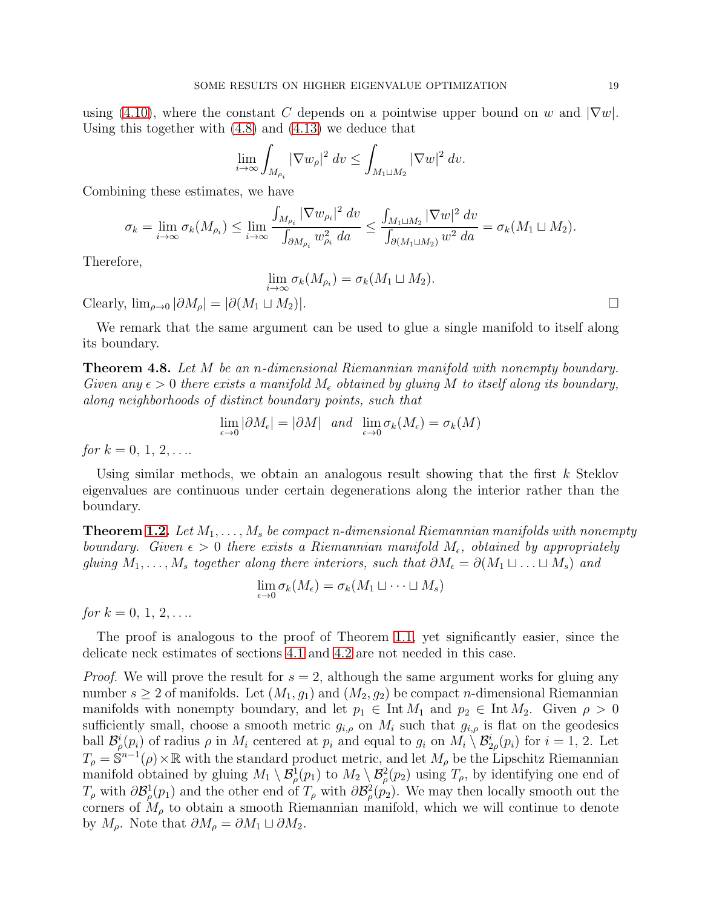using (4.10), where the constant $C$ depends on a pointwise upper bound on $w$ and $|\nabla w|$. Using this together with (4.8) and (4.13) we deduce that

$$\lim_{i\to\infty} \int_{M_{\rho_i}} |\nabla w_\rho|^2 \, dv \leq \int_{M_1 \sqcup M_2} |\nabla w|^2 \, dv.$$

Combining these estimates, we have

$$\sigma_k = \lim_{i\to\infty} \sigma_k(M_{\rho_i}) \leq \lim_{i\to\infty} \frac{\int_{M_{\rho_i}} |\nabla w_{\rho_i}|^2 \, dv}{\int_{\partial M_{\rho_i}} w_{\rho_i}^2 \, da} \leq \frac{\int_{M_1 \sqcup M_2} |\nabla w|^2 \, dv}{\int_{\partial (M_1 \sqcup M_2)} w^2 \, da} = \sigma_k(M_1 \sqcup M_2).$$

Therefore,

$$\lim_{i\to\infty} \sigma_k(M_{\rho_i}) = \sigma_k(M_1 \sqcup M_2).$$

Clearly, $\lim_{\rho \to 0} |\partial M_\rho| = |\partial (M_1 \sqcup M_2)|$. $\square$

We remark that the same argument can be used to glue a single manifold to itself along its boundary.

**Theorem 4.8.** *Let $M$ be an $n$-dimensional Riemannian manifold with nonempty boundary. Given any $\epsilon > 0$ there exists a manifold $M_\epsilon$ obtained by gluing $M$ to itself along its boundary, along neighborhoods of distinct boundary points, such that*

$$\lim_{\epsilon\to 0} |\partial M_\epsilon| = |\partial M| \quad \textit{and} \quad \lim_{\epsilon \to 0} \sigma_k(M_\epsilon) = \sigma_k(M)$$

*for $k = 0, 1, 2, \ldots$.*

Using similar methods, we obtain an analogous result showing that the first $k$ Steklov eigenvalues are continuous under certain degenerations along the interior rather than the boundary.

**Theorem 1.2.** *Let $M_1, \ldots, M_s$ be compact $n$-dimensional Riemannian manifolds with nonempty boundary. Given $\epsilon > 0$ there exists a Riemannian manifold $M_\epsilon$, obtained by appropriately gluing $M_1, \ldots, M_s$ together along there interiors, such that $\partial M_\epsilon = \partial (M_1 \sqcup \ldots \sqcup M_s)$ and*

$$\lim_{\epsilon \to 0} \sigma_k(M_\epsilon) = \sigma_k(M_1 \sqcup \cdots \sqcup M_s)$$

*for $k = 0, 1, 2, \ldots$.*

The proof is analogous to the proof of Theorem 1.1, yet significantly easier, since the delicate neck estimates of sections 4.1 and 4.2 are not needed in this case.

*Proof.* We will prove the result for $s = 2$, although the same argument works for gluing any number $s \geq 2$ of manifolds. Let $(M_1, g_1)$ and $(M_2, g_2)$ be compact $n$-dimensional Riemannian manifolds with nonempty boundary, and let $p_1 \in \operatorname{Int} M_1$ and $p_2 \in \operatorname{Int} M_2$. Given $\rho > 0$ sufficiently small, choose a smooth metric $g_{i,\rho}$ on $M_i$ such that $g_{i,\rho}$ is flat on the geodesics ball $\mathcal{B}^i_\rho(p_i)$ of radius $\rho$ in $M_i$ centered at $p_i$ and equal to $g_i$ on $M_i \setminus \mathcal{B}^i_{2\rho}(p_i)$ for $i = 1, 2$. Let $T_\rho = \mathbb{S}^{n-1}(\rho) \times \mathbb{R}$ with the standard product metric, and let $M_\rho$ be the Lipschitz Riemannian manifold obtained by gluing $M_1 \setminus \mathcal{B}^1_\rho(p_1)$ to $M_2 \setminus \mathcal{B}^2_\rho(p_2)$ using $T_\rho$, by identifying one end of $T_\rho$ with $\partial \mathcal{B}^1_\rho(p_1)$ and the other end of $T_\rho$ with $\partial \mathcal{B}^2_\rho(p_2)$. We may then locally smooth out the corners of $M_\rho$ to obtain a smooth Riemannian manifold, which we will continue to denote by $M_\rho$. Note that $\partial M_\rho = \partial M_1 \sqcup \partial M_2$.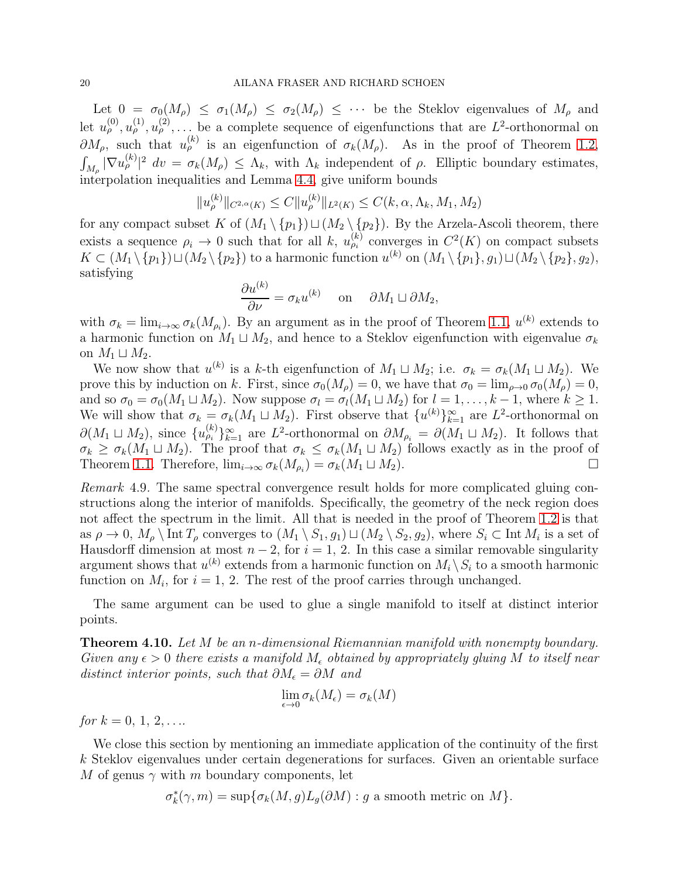Let $0 = \sigma_0(M_\rho) \le \sigma_1(M_\rho) \le \sigma_2(M_\rho) \le \cdots$ be the Steklov eigenvalues of $M_\rho$ and let $u_\rho^{(0)}, u_\rho^{(1)}, u_\rho^{(2)}, \ldots$ be a complete sequence of eigenfunctions that are $L^2$-orthonormal on $\partial M_\rho$, such that $u_\rho^{(k)}$ is an eigenfunction of $\sigma_k(M_\rho)$. As in the proof of Theorem 1.2, $\int_{M_\rho} |\nabla u_\rho^{(k)}|^2 \, dv = \sigma_k(M_\rho) \le \Lambda_k$, with $\Lambda_k$ independent of $\rho$. Elliptic boundary estimates, interpolation inequalities and Lemma 4.4, give uniform bounds

$$\|u_\rho^{(k)}\|_{C^{2,\alpha}(K)} \le C \|u_\rho^{(k)}\|_{L^2(K)} \le C(k, \alpha, \Lambda_k, M_1, M_2)$$

for any compact subset $K$ of $(M_1 \setminus \{p_1\}) \sqcup (M_2 \setminus \{p_2\})$. By the Arzela-Ascoli theorem, there exists a sequence $\rho_i \to 0$ such that for all $k$, $u_{\rho_i}^{(k)}$ converges in $C^2(K)$ on compact subsets $K \subset (M_1 \setminus \{p_1\}) \sqcup (M_2 \setminus \{p_2\})$ to a harmonic function $u^{(k)}$ on $(M_1 \setminus \{p_1\}, g_1) \sqcup (M_2 \setminus \{p_2\}, g_2)$, satisfying

$$\frac{\partial u^{(k)}}{\partial \nu} = \sigma_k u^{(k)} \quad \text{on} \quad \partial M_1 \sqcup \partial M_2,$$

with $\sigma_k = \lim_{i \to \infty} \sigma_k(M_{\rho_i})$. By an argument as in the proof of Theorem 1.1, $u^{(k)}$ extends to a harmonic function on $M_1 \sqcup M_2$, and hence to a Steklov eigenfunction with eigenvalue $\sigma_k$ on $M_1 \sqcup M_2$.

We now show that $u^{(k)}$ is a $k$-th eigenfunction of $M_1 \sqcup M_2$; i.e. $\sigma_k = \sigma_k(M_1 \sqcup M_2)$. We prove this by induction on $k$. First, since $\sigma_0(M_\rho) = 0$, we have that $\sigma_0 = \lim_{\rho \to 0} \sigma_0(M_\rho) = 0$, and so $\sigma_0 = \sigma_0(M_1 \sqcup M_2)$. Now suppose $\sigma_l = \sigma_l(M_1 \sqcup M_2)$ for $l = 1, \ldots, k-1$, where $k \ge 1$. We will show that $\sigma_k = \sigma_k(M_1 \sqcup M_2)$. First observe that $\{u^{(k)}\}_{k=1}^\infty$ are $L^2$-orthonormal on $\partial(M_1 \sqcup M_2)$, since $\{u_{\rho_i}^{(k)}\}_{k=1}^\infty$ are $L^2$-orthonormal on $\partial M_{\rho_i} = \partial(M_1 \sqcup M_2)$. It follows that $\sigma_k \ge \sigma_k(M_1 \sqcup M_2)$. The proof that $\sigma_k \le \sigma_k(M_1 \sqcup M_2)$ follows exactly as in the proof of Theorem 1.1. Therefore, $\lim_{i \to \infty} \sigma_k(M_{\rho_i}) = \sigma_k(M_1 \sqcup M_2)$. $\square$

*Remark* 4.9. The same spectral convergence result holds for more complicated gluing constructions along the interior of manifolds. Specifically, the geometry of the neck region does not affect the spectrum in the limit. All that is needed in the proof of Theorem 1.2 is that as $\rho \to 0$, $M_\rho \setminus \operatorname{Int} T_\rho$ converges to $(M_1 \setminus S_1, g_1) \sqcup (M_2 \setminus S_2, g_2)$, where $S_i \subset \operatorname{Int} M_i$ is a set of Hausdorff dimension at most $n-2$, for $i = 1, 2$. In this case a similar removable singularity argument shows that $u^{(k)}$ extends from a harmonic function on $M_i \setminus S_i$ to a smooth harmonic function on $M_i$, for $i = 1, 2$. The rest of the proof carries through unchanged.

The same argument can be used to glue a single manifold to itself at distinct interior points.

**Theorem 4.10.** *Let $M$ be an $n$-dimensional Riemannian manifold with nonempty boundary. Given any $\epsilon > 0$ there exists a manifold $M_\epsilon$ obtained by appropriately gluing $M$ to itself near distinct interior points, such that $\partial M_\epsilon = \partial M$ and*

$$\lim_{\epsilon \to 0} \sigma_k(M_\epsilon) = \sigma_k(M)$$

*for $k = 0, 1, 2, \ldots$.*

We close this section by mentioning an immediate application of the continuity of the first $k$ Steklov eigenvalues under certain degenerations for surfaces. Given an orientable surface $M$ of genus $\gamma$ with $m$ boundary components, let

$$\sigma_k^*(\gamma, m) = \sup\{\sigma_k(M, g) L_g(\partial M) : g \text{ a smooth metric on } M\}.$$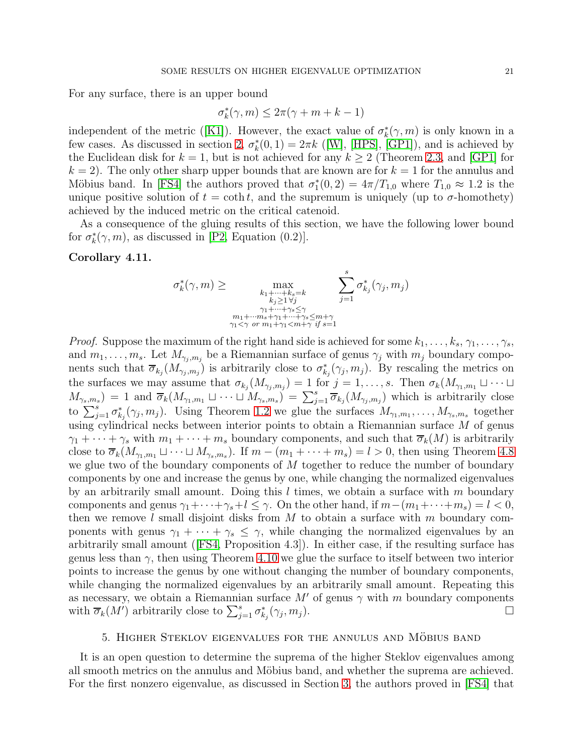For any surface, there is an upper bound

$$\sigma_k^*(\gamma, m) \leq 2\pi(\gamma + m + k - 1)$$

independent of the metric ([K1]). However, the exact value of $\sigma_k^*(\gamma, m)$ is only known in a few cases. As discussed in section 2, $\sigma_k^*(0,1) = 2\pi k$ ([W], [HPS], [GP1]), and is achieved by the Euclidean disk for $k = 1$, but is not achieved for any $k \geq 2$ (Theorem 2.3, and [GP1] for $k = 2$). The only other sharp upper bounds that are known are for $k = 1$ for the annulus and Möbius band. In [FS4] the authors proved that $\sigma_1^*(0,2) = 4\pi/T_{1,0}$ where $T_{1,0} \approx 1.2$ is the unique positive solution of $t = \coth t$, and the supremum is uniquely (up to $\sigma$-homothety) achieved by the induced metric on the critical catenoid.

As a consequence of the gluing results of this section, we have the following lower bound for $\sigma_k^*(\gamma, m)$, as discussed in [P2, Equation (0.2)].

**Corollary 4.11.**

$$\sigma_k^*(\gamma, m) \geq \max_{\substack{k_1+\cdots+k_s=k \\ k_j \geq 1\, \forall j \\ \gamma_1+\cdots+\gamma_s \leq \gamma \\ m_1+\cdots m_s+\gamma_1+\cdots+\gamma_s \leq m+\gamma \\ \gamma_1<\gamma \text{ or } m_1+\gamma_1<m+\gamma \text{ if } s=1}} \sum_{j=1}^{s} \sigma_{k_j}^*(\gamma_j, m_j)$$

*Proof.* Suppose the maximum of the right hand side is achieved for some $k_1, \ldots, k_s, \gamma_1, \ldots, \gamma_s$, and $m_1, \ldots, m_s$. Let $M_{\gamma_j,m_j}$ be a Riemannian surface of genus $\gamma_j$ with $m_j$ boundary components such that $\overline{\sigma}_{k_j}(M_{\gamma_j,m_j})$ is arbitrarily close to $\sigma_{k_j}^*(\gamma_j, m_j)$. By rescaling the metrics on the surfaces we may assume that $\sigma_{k_j}(M_{\gamma_j,m_j}) = 1$ for $j = 1, \ldots, s$. Then $\sigma_k(M_{\gamma_1,m_1} \sqcup \cdots \sqcup M_{\gamma_s,m_s}) = 1$ and $\overline{\sigma}_k(M_{\gamma_1,m_1} \sqcup \cdots \sqcup M_{\gamma_s,m_s}) = \sum_{j=1}^{s} \overline{\sigma}_{k_j}(M_{\gamma_j,m_j})$ which is arbitrarily close to $\sum_{j=1}^{s} \sigma_{k_j}^*(\gamma_j, m_j)$. Using Theorem 1.2 we glue the surfaces $M_{\gamma_1,m_1}, \ldots, M_{\gamma_s,m_s}$ together using cylindrical necks between interior points to obtain a Riemannian surface $M$ of genus $\gamma_1 + \cdots + \gamma_s$ with $m_1 + \cdots + m_s$ boundary components, and such that $\overline{\sigma}_k(M)$ is arbitrarily close to $\overline{\sigma}_k(M_{\gamma_1,m_1} \sqcup \cdots \sqcup M_{\gamma_s,m_s})$. If $m - (m_1 + \cdots + m_s) = l > 0$, then using Theorem 4.8 we glue two of the boundary components of $M$ together to reduce the number of boundary components by one and increase the genus by one, while changing the normalized eigenvalues by an arbitrarily small amount. Doing this $l$ times, we obtain a surface with $m$ boundary components and genus $\gamma_1+\cdots+\gamma_s+l \leq \gamma$. On the other hand, if $m-(m_1+\cdots+m_s) = l < 0$, then we remove $l$ small disjoint disks from $M$ to obtain a surface with $m$ boundary components with genus $\gamma_1 + \cdots + \gamma_s \leq \gamma$, while changing the normalized eigenvalues by an arbitrarily small amount ([FS4, Proposition 4.3]). In either case, if the resulting surface has genus less than $\gamma$, then using Theorem 4.10 we glue the surface to itself between two interior points to increase the genus by one without changing the number of boundary components, while changing the normalized eigenvalues by an arbitrarily small amount. Repeating this as necessary, we obtain a Riemannian surface $M'$ of genus $\gamma$ with $m$ boundary components with $\overline{\sigma}_k(M')$ arbitrarily close to $\sum_{j=1}^{s} \sigma_{k_j}^*(\gamma_j, m_j)$. □

## 5. Higher Steklov eigenvalues for the annulus and Möbius band

It is an open question to determine the suprema of the higher Steklov eigenvalues among all smooth metrics on the annulus and Möbius band, and whether the suprema are achieved. For the first nonzero eigenvalue, as discussed in Section 3, the authors proved in [FS4] that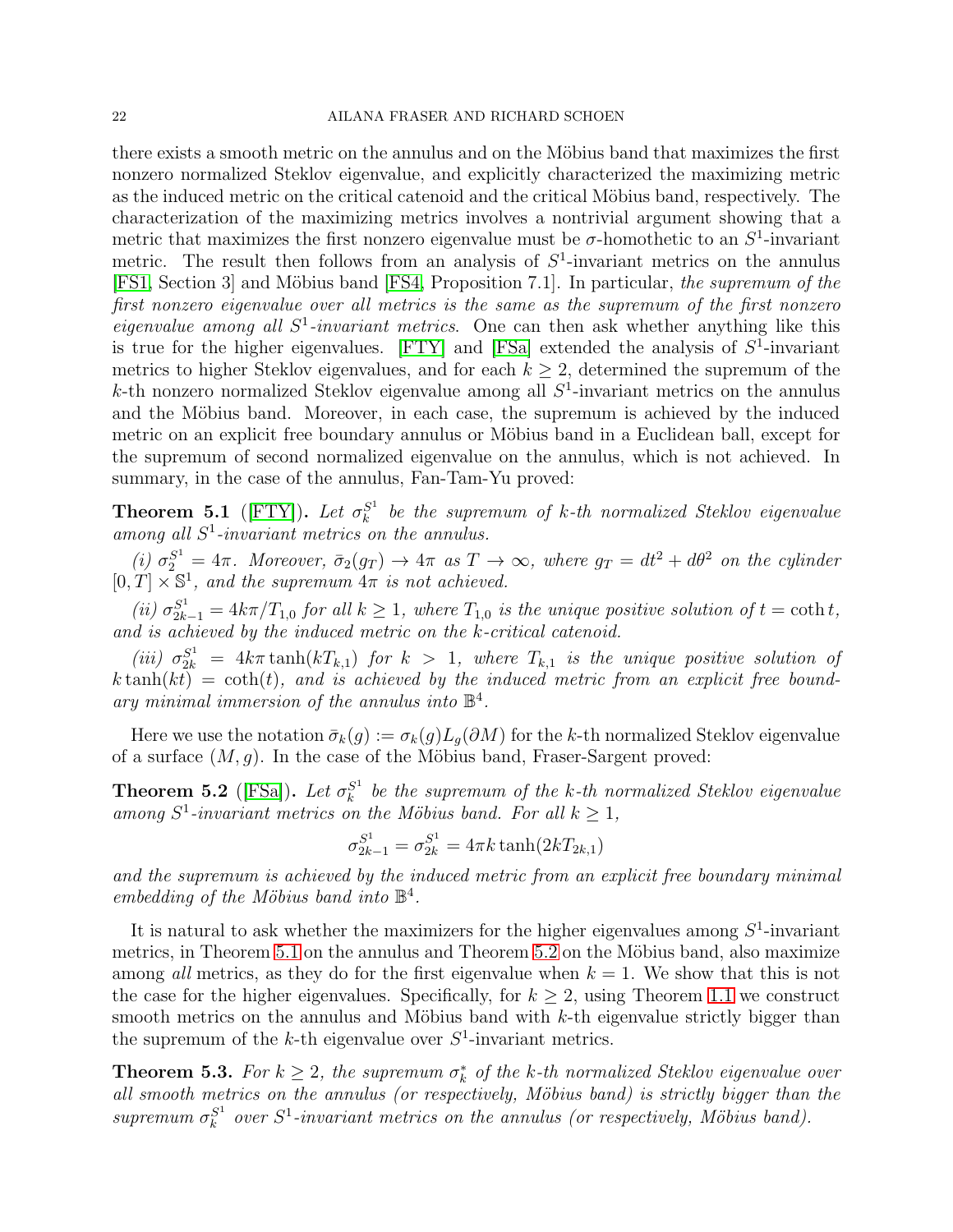there exists a smooth metric on the annulus and on the Möbius band that maximizes the first nonzero normalized Steklov eigenvalue, and explicitly characterized the maximizing metric as the induced metric on the critical catenoid and the critical Möbius band, respectively. The characterization of the maximizing metrics involves a nontrivial argument showing that a metric that maximizes the first nonzero eigenvalue must be $\sigma$-homothetic to an $S^1$-invariant metric. The result then follows from an analysis of $S^1$-invariant metrics on the annulus [FS1, Section 3] and Möbius band [FS4, Proposition 7.1]. In particular, *the supremum of the first nonzero eigenvalue over all metrics is the same as the supremum of the first nonzero eigenvalue among all $S^1$-invariant metrics*. One can then ask whether anything like this is true for the higher eigenvalues. [FTY] and [FSa] extended the analysis of $S^1$-invariant metrics to higher Steklov eigenvalues, and for each $k \geq 2$, determined the supremum of the $k$-th nonzero normalized Steklov eigenvalue among all $S^1$-invariant metrics on the annulus and the Möbius band. Moreover, in each case, the supremum is achieved by the induced metric on an explicit free boundary annulus or Möbius band in a Euclidean ball, except for the supremum of second normalized eigenvalue on the annulus, which is not achieved. In summary, in the case of the annulus, Fan-Tam-Yu proved:

**Theorem 5.1** ([FTY])**.** *Let $\sigma_k^{S^1}$ be the supremum of $k$-th normalized Steklov eigenvalue among all $S^1$-invariant metrics on the annulus.*

*(i) $\sigma_2^{S^1} = 4\pi$. Moreover, $\bar{\sigma}_2(g_T) \to 4\pi$ as $T \to \infty$, where $g_T = dt^2 + d\theta^2$ on the cylinder $[0, T] \times \mathbb{S}^1$, and the supremum $4\pi$ is not achieved.*

*(ii) $\sigma_{2k-1}^{S^1} = 4k\pi / T_{1,0}$ for all $k \geq 1$, where $T_{1,0}$ is the unique positive solution of $t = \coth t$, and is achieved by the induced metric on the $k$-critical catenoid.*

*(iii) $\sigma_{2k}^{S^1} = 4k\pi \tanh(kT_{k,1})$ for $k > 1$, where $T_{k,1}$ is the unique positive solution of $k \tanh(kt) = \coth(t)$, and is achieved by the induced metric from an explicit free boundary minimal immersion of the annulus into $\mathbb{B}^4$.*

Here we use the notation $\bar{\sigma}_k(g) := \sigma_k(g) L_g(\partial M)$ for the $k$-th normalized Steklov eigenvalue of a surface $(M, g)$. In the case of the Möbius band, Fraser-Sargent proved:

**Theorem 5.2** ([FSa])**.** *Let $\sigma_k^{S^1}$ be the supremum of the $k$-th normalized Steklov eigenvalue among $S^1$-invariant metrics on the Möbius band. For all $k \geq 1$,*

$$\sigma_{2k-1}^{S^1} = \sigma_{2k}^{S^1} = 4\pi k \tanh(2kT_{2k,1})$$

*and the supremum is achieved by the induced metric from an explicit free boundary minimal embedding of the Möbius band into $\mathbb{B}^4$.*

It is natural to ask whether the maximizers for the higher eigenvalues among $S^1$-invariant metrics, in Theorem 5.1 on the annulus and Theorem 5.2 on the Möbius band, also maximize among *all* metrics, as they do for the first eigenvalue when $k = 1$. We show that this is not the case for the higher eigenvalues. Specifically, for $k \geq 2$, using Theorem 1.1 we construct smooth metrics on the annulus and Möbius band with $k$-th eigenvalue strictly bigger than the supremum of the $k$-th eigenvalue over $S^1$-invariant metrics.

**Theorem 5.3.** *For $k \geq 2$, the supremum $\sigma_k^*$ of the $k$-th normalized Steklov eigenvalue over all smooth metrics on the annulus (or respectively, Möbius band) is strictly bigger than the supremum $\sigma_k^{S^1}$ over $S^1$-invariant metrics on the annulus (or respectively, Möbius band).*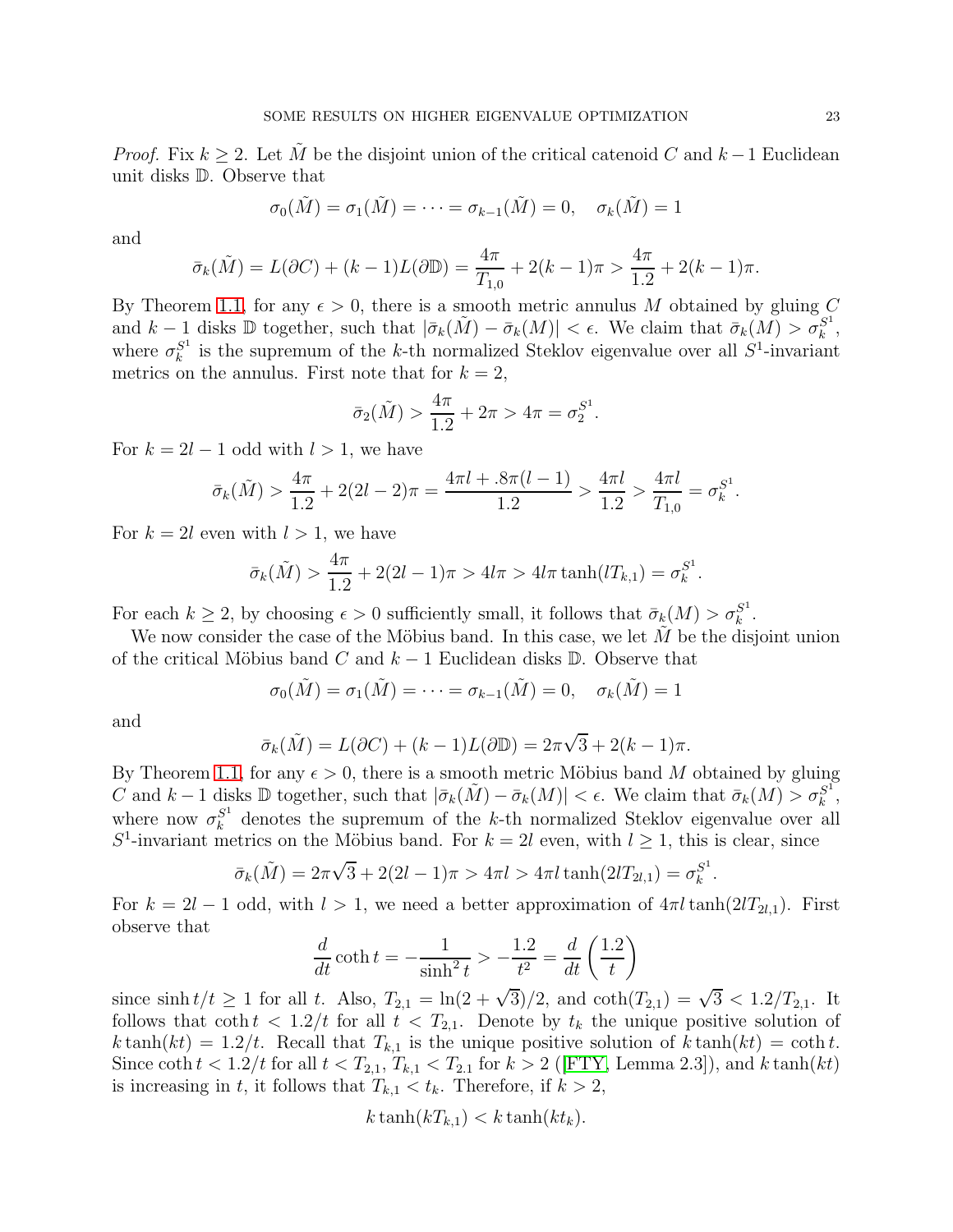*Proof.* Fix $k \geq 2$. Let $\tilde{M}$ be the disjoint union of the critical catenoid $C$ and $k-1$ Euclidean unit disks $\mathbb{D}$. Observe that

$$\sigma_0(\tilde{M}) = \sigma_1(\tilde{M}) = \cdots = \sigma_{k-1}(\tilde{M}) = 0, \quad \sigma_k(\tilde{M}) = 1$$

and

$$\bar{\sigma}_k(\tilde{M}) = L(\partial C) + (k-1)L(\partial \mathbb{D}) = \frac{4\pi}{T_{1,0}} + 2(k-1)\pi > \frac{4\pi}{1.2} + 2(k-1)\pi.$$

By Theorem 1.1, for any $\epsilon > 0$, there is a smooth metric annulus $M$ obtained by gluing $C$ and $k-1$ disks $\mathbb{D}$ together, such that $|\bar{\sigma}_k(\tilde{M}) - \bar{\sigma}_k(M)| < \epsilon$. We claim that $\bar{\sigma}_k(M) > \sigma_k^{S^1}$, where $\sigma_k^{S^1}$ is the supremum of the $k$-th normalized Steklov eigenvalue over all $S^1$-invariant metrics on the annulus. First note that for $k = 2$,

$$\bar{\sigma}_2(\tilde{M}) > \frac{4\pi}{1.2} + 2\pi > 4\pi = \sigma_2^{S^1}.$$

For $k = 2l-1$ odd with $l > 1$, we have

$$\bar{\sigma}_k(\tilde{M}) > \frac{4\pi}{1.2} + 2(2l-2)\pi = \frac{4\pi l + .8\pi(l-1)}{1.2} > \frac{4\pi l}{1.2} > \frac{4\pi l}{T_{1,0}} = \sigma_k^{S^1}.$$

For $k = 2l$ even with $l > 1$, we have

$$\bar{\sigma}_k(\tilde{M}) > \frac{4\pi}{1.2} + 2(2l-1)\pi > 4l\pi > 4l\pi \tanh(lT_{k,1}) = \sigma_k^{S^1}.$$

For each $k \geq 2$, by choosing $\epsilon > 0$ sufficiently small, it follows that $\bar{\sigma}_k(M) > \sigma_k^{S^1}$.

We now consider the case of the Möbius band. In this case, we let $\tilde{M}$ be the disjoint union of the critical Möbius band $C$ and $k-1$ Euclidean disks $\mathbb{D}$. Observe that

$$\sigma_0(\tilde{M}) = \sigma_1(\tilde{M}) = \cdots = \sigma_{k-1}(\tilde{M}) = 0, \quad \sigma_k(\tilde{M}) = 1$$

and

$$\bar{\sigma}_k(\tilde{M}) = L(\partial C) + (k-1)L(\partial \mathbb{D}) = 2\pi\sqrt{3} + 2(k-1)\pi.$$

By Theorem 1.1, for any $\epsilon > 0$, there is a smooth metric Möbius band $M$ obtained by gluing $C$ and $k-1$ disks $\mathbb{D}$ together, such that $|\bar{\sigma}_k(\tilde{M}) - \bar{\sigma}_k(M)| < \epsilon$. We claim that $\bar{\sigma}_k(M) > \sigma_k^{S^1}$, where now $\sigma_k^{S^1}$ denotes the supremum of the $k$-th normalized Steklov eigenvalue over all $S^1$-invariant metrics on the Möbius band. For $k = 2l$ even, with $l \geq 1$, this is clear, since

$$\bar{\sigma}_k(\tilde{M}) = 2\pi\sqrt{3} + 2(2l-1)\pi > 4\pi l > 4\pi l \tanh(2lT_{2l,1}) = \sigma_k^{S^1}.$$

For $k = 2l-1$ odd, with $l > 1$, we need a better approximation of $4\pi l \tanh(2lT_{2l,1})$. First observe that

$$\frac{d}{dt}\coth t = -\frac{1}{\sinh^2 t} > -\frac{1.2}{t^2} = \frac{d}{dt}\left(\frac{1.2}{t}\right)$$

since $\sinh t/t \geq 1$ for all $t$. Also, $T_{2,1} = \ln(2+\sqrt{3})/2$, and $\coth(T_{2,1}) = \sqrt{3} < 1.2/T_{2,1}$. It follows that $\coth t < 1.2/t$ for all $t < T_{2,1}$. Denote by $t_k$ the unique positive solution of $k\tanh(kt) = 1.2/t$. Recall that $T_{k,1}$ is the unique positive solution of $k\tanh(kt) = \coth t$. Since $\coth t < 1.2/t$ for all $t < T_{2,1}$, $T_{k,1} < T_{2,1}$ for $k > 2$ ([FTY, Lemma 2.3]), and $k\tanh(kt)$ is increasing in $t$, it follows that $T_{k,1} < t_k$. Therefore, if $k > 2$,

$$k\tanh(kT_{k,1}) < k\tanh(kt_k).$$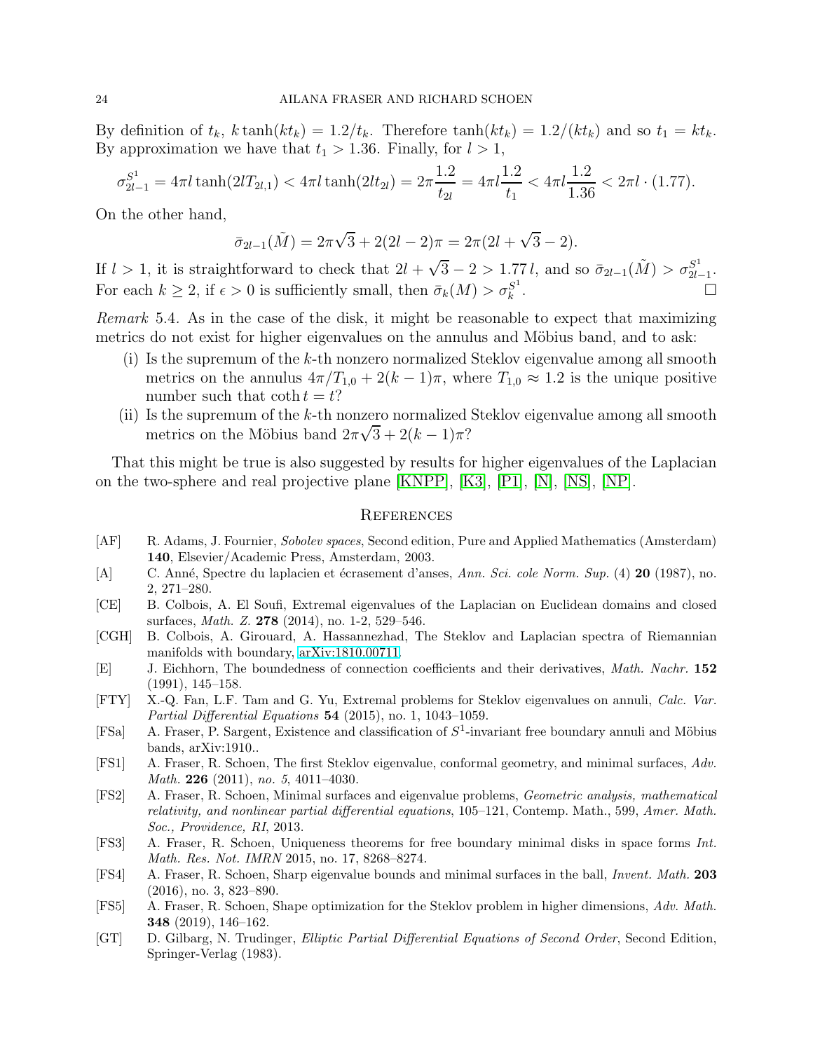By definition of $t_k$, $k \tanh(kt_k) = 1.2/t_k$. Therefore $\tanh(kt_k) = 1.2/(kt_k)$ and so $t_1 = kt_k$. By approximation we have that $t_1 > 1.36$. Finally, for $l > 1$,

$$\sigma_{2l-1}^{S^1} = 4\pi l \tanh(2lT_{2l,1}) < 4\pi l \tanh(2lt_{2l}) = 2\pi \frac{1.2}{t_{2l}} = 4\pi l \frac{1.2}{t_1} < 4\pi l \frac{1.2}{1.36} < 2\pi l \cdot (1.77).$$

On the other hand,

$$\bar{\sigma}_{2l-1}(\tilde{M}) = 2\pi\sqrt{3} + 2(2l-2)\pi = 2\pi(2l + \sqrt{3} - 2).$$

If $l > 1$, it is straightforward to check that $2l + \sqrt{3} - 2 > 1.77\, l$, and so $\bar{\sigma}_{2l-1}(\tilde{M}) > \sigma_{2l-1}^{S^1}$. For each $k \geq 2$, if $\epsilon > 0$ is sufficiently small, then $\bar{\sigma}_k(M) > \sigma_k^{S^1}$. □

*Remark* 5.4. As in the case of the disk, it might be reasonable to expect that maximizing metrics do not exist for higher eigenvalues on the annulus and Möbius band, and to ask:

(i) Is the supremum of the $k$-th nonzero normalized Steklov eigenvalue among all smooth metrics on the annulus $4\pi/T_{1,0} + 2(k-1)\pi$, where $T_{1,0} \approx 1.2$ is the unique positive number such that $\coth t = t$?

(ii) Is the supremum of the $k$-th nonzero normalized Steklov eigenvalue among all smooth metrics on the Möbius band $2\pi\sqrt{3} + 2(k-1)\pi$?

That this might be true is also suggested by results for higher eigenvalues of the Laplacian on the two-sphere and real projective plane [KNPP], [K3], [P1], [N], [NS], [NP].

## References

- [AF] R. Adams, J. Fournier, *Sobolev spaces*, Second edition, Pure and Applied Mathematics (Amsterdam) **140**, Elsevier/Academic Press, Amsterdam, 2003.
- [A] C. Anné, Spectre du laplacien et écrasement d'anses, *Ann. Sci. cole Norm. Sup.* (4) **20** (1987), no. 2, 271–280.
- [CE] B. Colbois, A. El Soufi, Extremal eigenvalues of the Laplacian on Euclidean domains and closed surfaces, *Math. Z.* **278** (2014), no. 1-2, 529–546.
- [CGH] B. Colbois, A. Girouard, A. Hassannezhad, The Steklov and Laplacian spectra of Riemannian manifolds with boundary, arXiv:1810.00711.
- [E] J. Eichhorn, The boundedness of connection coefficients and their derivatives, *Math. Nachr.* **152** (1991), 145–158.
- [FTY] X.-Q. Fan, L.F. Tam and G. Yu, Extremal problems for Steklov eigenvalues on annuli, *Calc. Var. Partial Differential Equations* **54** (2015), no. 1, 1043–1059.
- [FSa] A. Fraser, P. Sargent, Existence and classification of $S^1$-invariant free boundary annuli and Möbius bands, arXiv:1910..
- [FS1] A. Fraser, R. Schoen, The first Steklov eigenvalue, conformal geometry, and minimal surfaces, *Adv. Math.* **226** (2011), *no. 5*, 4011–4030.
- [FS2] A. Fraser, R. Schoen, Minimal surfaces and eigenvalue problems, *Geometric analysis, mathematical relativity, and nonlinear partial differential equations*, 105–121, Contemp. Math., 599, *Amer. Math. Soc., Providence, RI*, 2013.
- [FS3] A. Fraser, R. Schoen, Uniqueness theorems for free boundary minimal disks in space forms *Int. Math. Res. Not. IMRN* 2015, no. 17, 8268–8274.
- [FS4] A. Fraser, R. Schoen, Sharp eigenvalue bounds and minimal surfaces in the ball, *Invent. Math.* **203** (2016), no. 3, 823–890.
- [FS5] A. Fraser, R. Schoen, Shape optimization for the Steklov problem in higher dimensions, *Adv. Math.* **348** (2019), 146–162.
- [GT] D. Gilbarg, N. Trudinger, *Elliptic Partial Differential Equations of Second Order*, Second Edition, Springer-Verlag (1983).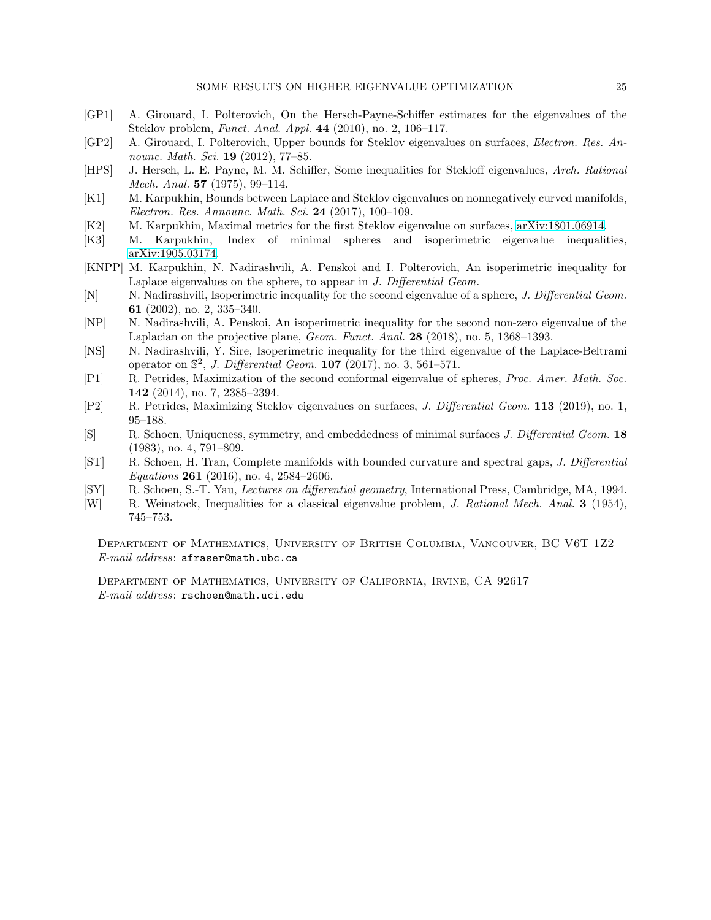[GP1] A. Girouard, I. Polterovich, On the Hersch-Payne-Schiffer estimates for the eigenvalues of the Steklov problem, *Funct. Anal. Appl.* **44** (2010), no. 2, 106–117.

[GP2] A. Girouard, I. Polterovich, Upper bounds for Steklov eigenvalues on surfaces, *Electron. Res. Announc. Math. Sci.* **19** (2012), 77–85.

[HPS] J. Hersch, L. E. Payne, M. M. Schiffer, Some inequalities for Stekloff eigenvalues, *Arch. Rational Mech. Anal.* **57** (1975), 99–114.

[K1] M. Karpukhin, Bounds between Laplace and Steklov eigenvalues on nonnegatively curved manifolds, *Electron. Res. Announc. Math. Sci.* **24** (2017), 100–109.

[K2] M. Karpukhin, Maximal metrics for the first Steklov eigenvalue on surfaces, arXiv:1801.06914.

[K3] M. Karpukhin, Index of minimal spheres and isoperimetric eigenvalue inequalities, arXiv:1905.03174.

[KNPP] M. Karpukhin, N. Nadirashvili, A. Penskoi and I. Polterovich, An isoperimetric inequality for Laplace eigenvalues on the sphere, to appear in *J. Differential Geom.*

[N] N. Nadirashvili, Isoperimetric inequality for the second eigenvalue of a sphere, *J. Differential Geom.* **61** (2002), no. 2, 335–340.

[NP] N. Nadirashvili, A. Penskoi, An isoperimetric inequality for the second non-zero eigenvalue of the Laplacian on the projective plane, *Geom. Funct. Anal.* **28** (2018), no. 5, 1368–1393.

[NS] N. Nadirashvili, Y. Sire, Isoperimetric inequality for the third eigenvalue of the Laplace-Beltrami operator on $\mathbb{S}^2$, *J. Differential Geom.* **107** (2017), no. 3, 561–571.

[P1] R. Petrides, Maximization of the second conformal eigenvalue of spheres, *Proc. Amer. Math. Soc.* **142** (2014), no. 7, 2385–2394.

[P2] R. Petrides, Maximizing Steklov eigenvalues on surfaces, *J. Differential Geom.* **113** (2019), no. 1, 95–188.

[S] R. Schoen, Uniqueness, symmetry, and embeddedness of minimal surfaces *J. Differential Geom.* **18** (1983), no. 4, 791–809.

[ST] R. Schoen, H. Tran, Complete manifolds with bounded curvature and spectral gaps, *J. Differential Equations* **261** (2016), no. 4, 2584–2606.

[SY] R. Schoen, S.-T. Yau, *Lectures on differential geometry*, International Press, Cambridge, MA, 1994.

[W] R. Weinstock, Inequalities for a classical eigenvalue problem, *J. Rational Mech. Anal.* **3** (1954), 745–753.

Department of Mathematics, University of British Columbia, Vancouver, BC V6T 1Z2
*E-mail address*: afraser@math.ubc.ca

Department of Mathematics, University of California, Irvine, CA 92617
*E-mail address*: rschoen@math.uci.edu